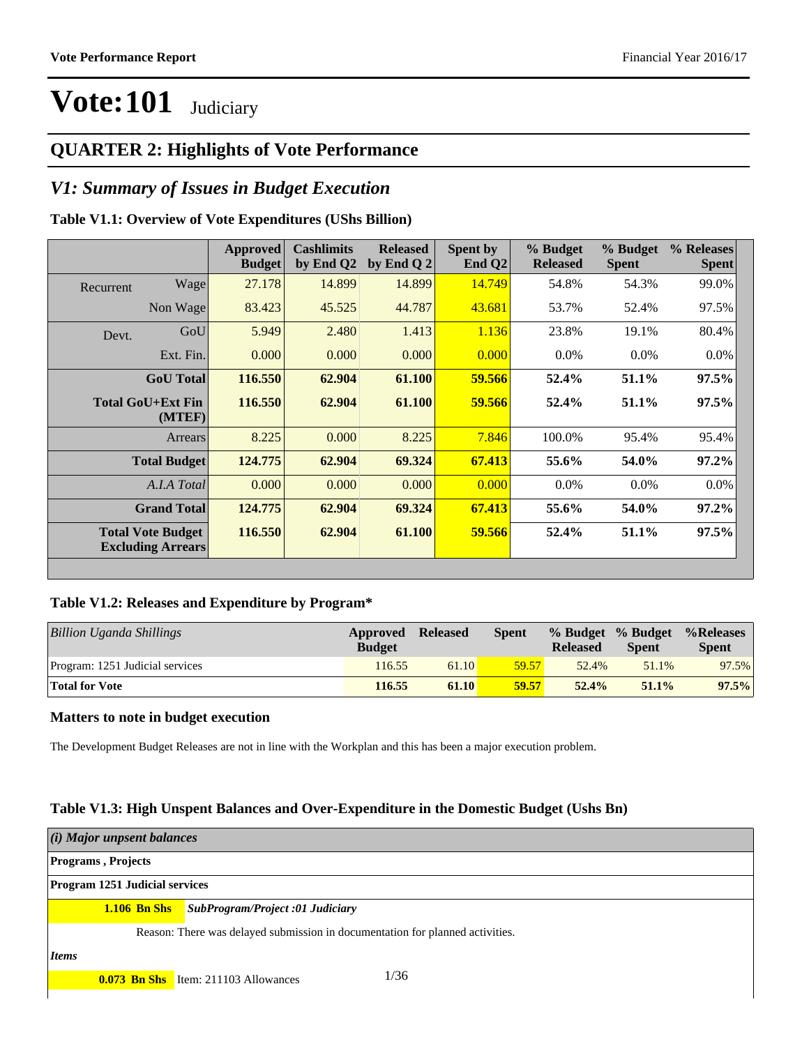# Vote:101 Judiciary

## QUARTER 2: Highlights of Vote Performance

## V1: Summary of Issues in Budget Execution

### Table V1.1: Overview of Vote Expenditures (UShs Billion)

| | | Approved Budget | Cashlimits by End Q2 | Released by End Q 2 | Spent by End Q2 | % Budget Released | % Budget Spent | % Releases Spent |
|---|---|---|---|---|---|---|---|---|
| Recurrent | Wage | 27.178 | 14.899 | 14.899 | 14.749 | 54.8% | 54.3% | 99.0% |
| | Non Wage | 83.423 | 45.525 | 44.787 | 43.681 | 53.7% | 52.4% | 97.5% |
| Devt. | GoU | 5.949 | 2.480 | 1.413 | 1.136 | 23.8% | 19.1% | 80.4% |
| | Ext. Fin. | 0.000 | 0.000 | 0.000 | 0.000 | 0.0% | 0.0% | 0.0% |
| | **GoU Total** | **116.550** | **62.904** | **61.100** | **59.566** | **52.4%** | **51.1%** | **97.5%** |
| | **Total GoU+Ext Fin (MTEF)** | **116.550** | **62.904** | **61.100** | **59.566** | **52.4%** | **51.1%** | **97.5%** |
| | Arrears | 8.225 | 0.000 | 8.225 | 7.846 | 100.0% | 95.4% | 95.4% |
| | **Total Budget** | **124.775** | **62.904** | **69.324** | **67.413** | **55.6%** | **54.0%** | **97.2%** |
| | *A.I.A Total* | 0.000 | 0.000 | 0.000 | 0.000 | 0.0% | 0.0% | 0.0% |
| | **Grand Total** | **124.775** | **62.904** | **69.324** | **67.413** | **55.6%** | **54.0%** | **97.2%** |
| | **Total Vote Budget Excluding Arrears** | **116.550** | **62.904** | **61.100** | **59.566** | **52.4%** | **51.1%** | **97.5%** |

### Table V1.2: Releases and Expenditure by Program*

| *Billion Uganda Shillings* | Approved Budget | Released | Spent | % Budget Released | % Budget Spent | %Releases Spent |
|---|---|---|---|---|---|---|
| Program: 1251 Judicial services | 116.55 | 61.10 | 59.57 | 52.4% | 51.1% | 97.5% |
| **Total for Vote** | **116.55** | **61.10** | **59.57** | **52.4%** | **51.1%** | **97.5%** |

### Matters to note in budget execution

The Development Budget Releases are not in line with the Workplan and this has been a major execution problem.

### Table V1.3: High Unspent Balances and Over-Expenditure in the Domestic Budget (Ushs Bn)

***(i) Major unpsent balances***

**Programs , Projects**

**Program 1251 Judicial services**

**1.106 Bn Shs** ***SubProgram/Project :01 Judiciary***

Reason: There was delayed submission in documentation for planned activities.

***Items***

**0.073 Bn Shs** Item: 211103 Allowances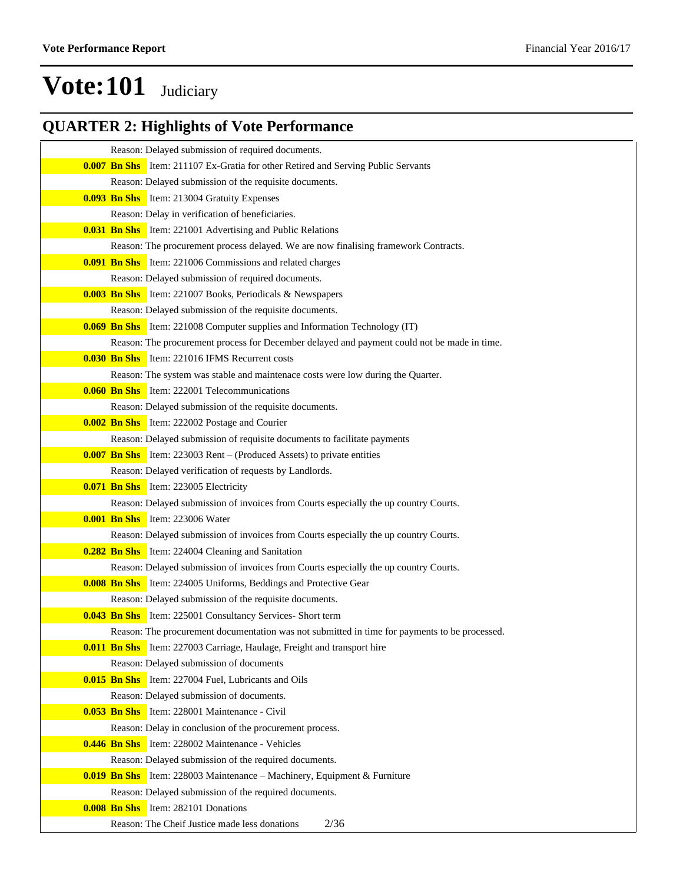# Vote:101 Judiciary

## QUARTER 2: Highlights of Vote Performance

Reason: Delayed submission of required documents.

**0.007 Bn Shs** Item: 211107 Ex-Gratia for other Retired and Serving Public Servants

Reason: Delayed submission of the requisite documents.

**0.093 Bn Shs** Item: 213004 Gratuity Expenses

Reason: Delay in verification of beneficiaries.

**0.031 Bn Shs** Item: 221001 Advertising and Public Relations

Reason: The procurement process delayed. We are now finalising framework Contracts.

**0.091 Bn Shs** Item: 221006 Commissions and related charges

Reason: Delayed submission of required documents.

**0.003 Bn Shs** Item: 221007 Books, Periodicals & Newspapers

Reason: Delayed submission of the requisite documents.

**0.069 Bn Shs** Item: 221008 Computer supplies and Information Technology (IT)

Reason: The procurement process for December delayed and payment could not be made in time.

**0.030 Bn Shs** Item: 221016 IFMS Recurrent costs

Reason: The system was stable and maintenace costs were low during the Quarter.

**0.060 Bn Shs** Item: 222001 Telecommunications

Reason: Delayed submission of the requisite documents.

**0.002 Bn Shs** Item: 222002 Postage and Courier

Reason: Delayed submission of requisite documents to facilitate payments

**0.007 Bn Shs** Item: 223003 Rent – (Produced Assets) to private entities

Reason: Delayed verification of requests by Landlords.

**0.071 Bn Shs** Item: 223005 Electricity

Reason: Delayed submission of invoices from Courts especially the up country Courts.

**0.001 Bn Shs** Item: 223006 Water

Reason: Delayed submission of invoices from Courts especially the up country Courts.

**0.282 Bn Shs** Item: 224004 Cleaning and Sanitation

Reason: Delayed submission of invoices from Courts especially the up country Courts.

**0.008 Bn Shs** Item: 224005 Uniforms, Beddings and Protective Gear

Reason: Delayed submission of the requisite documents.

**0.043 Bn Shs** Item: 225001 Consultancy Services- Short term

Reason: The procurement documentation was not submitted in time for payments to be processed.

**0.011 Bn Shs** Item: 227003 Carriage, Haulage, Freight and transport hire

Reason: Delayed submission of documents

**0.015 Bn Shs** Item: 227004 Fuel, Lubricants and Oils

Reason: Delayed submission of documents.

**0.053 Bn Shs** Item: 228001 Maintenance - Civil

Reason: Delay in conclusion of the procurement process.

**0.446 Bn Shs** Item: 228002 Maintenance - Vehicles

Reason: Delayed submission of the required documents.

**0.019 Bn Shs** Item: 228003 Maintenance – Machinery, Equipment & Furniture

Reason: Delayed submission of the required documents.

**0.008 Bn Shs** Item: 282101 Donations

Reason: The Cheif Justice made less donations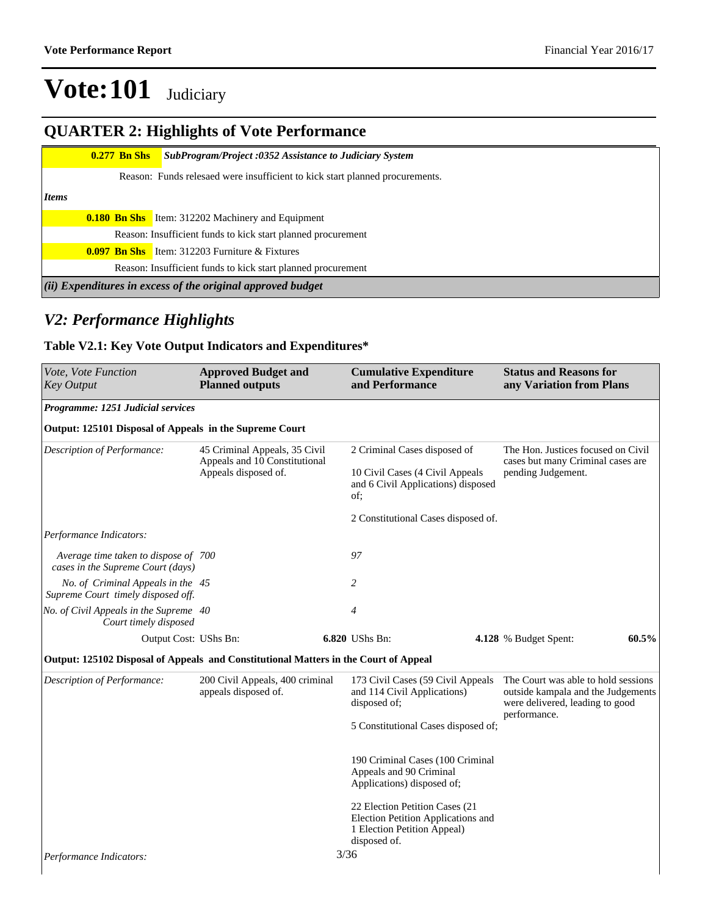# Vote:101 Judiciary

## QUARTER 2: Highlights of Vote Performance

| | |
|---|---|
| **0.277 Bn Shs** | ***SubProgram/Project :0352 Assistance to Judiciary System*** |
| | Reason: Funds relesaed were insufficient to kick start planned procurements. |
| ***Items*** | |
| **0.180 Bn Shs** | Item: 312202 Machinery and Equipment |
| | Reason: Insufficient funds to kick start planned procurement |
| **0.097 Bn Shs** | Item: 312203 Furniture & Fixtures |
| | Reason: Insufficient funds to kick start planned procurement |

***(ii) Expenditures in excess of the original approved budget***

## *V2: Performance Highlights*

### Table V2.1: Key Vote Output Indicators and Expenditures*

| *Vote, Vote Function Key Output* | **Approved Budget and Planned outputs** | **Cumulative Expenditure and Performance** | **Status and Reasons for any Variation from Plans** |
|---|---|---|---|
| ***Programme: 1251 Judicial services*** | | | |
| **Output: 125101 Disposal of Appeals in the Supreme Court** | | | |
| *Description of Performance:* | 45 Criminal Appeals, 35 Civil Appeals and 10 Constitutional Appeals disposed of. | 2 Criminal Cases disposed of<br><br>10 Civil Cases (4 Civil Appeals and 6 Civil Applications) disposed of;<br><br>2 Constitutional Cases disposed of. | The Hon. Justices focused on Civil cases but many Criminal cases are pending Judgement. |
| *Performance Indicators:* | | | |
| *Average time taken to dispose of cases in the Supreme Court (days)* | *700* | *97* | |
| *No. of Criminal Appeals in the Supreme Court timely disposed off.* | *45* | *2* | |
| *No. of Civil Appeals in the Supreme Court timely disposed* | *40* | *4* | |
| Output Cost: UShs Bn: | **6.820** | UShs Bn: **4.128** | % Budget Spent: **60.5%** |
| **Output: 125102 Disposal of Appeals and Constitutional Matters in the Court of Appeal** | | | |
| *Description of Performance:* | 200 Civil Appeals, 400 criminal appeals disposed of. | 173 Civil Cases (59 Civil Appeals and 114 Civil Applications) disposed of;<br><br>5 Constitutional Cases disposed of;<br><br>190 Criminal Cases (100 Criminal Appeals and 90 Criminal Applications) disposed of;<br><br>22 Election Petition Cases (21 Election Petition Applications and 1 Election Petition Appeal) disposed of. | The Court was able to hold sessions outside kampala and the Judgements were delivered, leading to good performance. |
| *Performance Indicators:* | | | |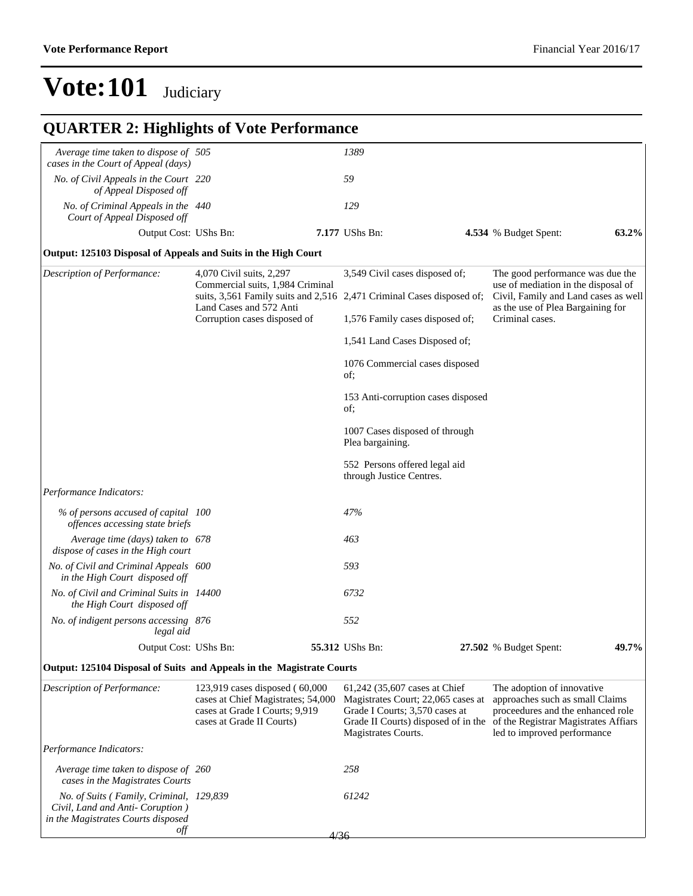# Vote:101 Judiciary

## QUARTER 2: Highlights of Vote Performance

| | | | | |
|---|---|---|---|---|
| *Average time taken to dispose of cases in the Court of Appeal (days)* | *505* | *1389* | | |
| *No. of Civil Appeals in the Court of Appeal Disposed off* | *220* | *59* | | |
| *No. of Criminal Appeals in the Court of Appeal Disposed off* | *440* | *129* | | |
| Output Cost: UShs Bn: | | **7.177** UShs Bn: | **4.534** % Budget Spent: | **63.2%** |

**Output: 125103 Disposal of Appeals and Suits in the High Court**

| | | | | |
|---|---|---|---|---|
| *Description of Performance:* | 4,070 Civil suits, 2,297 Commercial suits, 1,984 Criminal suits, 3,561 Family suits and 2,516 Land Cases and 572 Anti Corruption cases disposed of | 3,549 Civil cases disposed of;<br><br>2,471 Criminal Cases disposed of;<br><br>1,576 Family cases disposed of;<br><br>1,541 Land Cases Disposed of;<br><br>1076 Commercial cases disposed of;<br><br>153 Anti-corruption cases disposed of;<br><br>1007 Cases disposed of through Plea bargaining.<br><br>552 Persons offered legal aid through Justice Centres. | The good performance was due the use of mediation in the disposal of Civil, Family and Land cases as well as the use of Plea Bargaining for Criminal cases. | |
| *Performance Indicators:* | | | | |
| *% of persons accused of capital offences accessing state briefs* | *100* | *47%* | | |
| *Average time (days) taken to dispose of cases in the High court* | *678* | *463* | | |
| *No. of Civil and Criminal Appeals in the High Court disposed off* | *600* | *593* | | |
| *No. of Civil and Criminal Suits in the High Court disposed off* | *14400* | *6732* | | |
| *No. of indigent persons accessing legal aid* | *876* | *552* | | |
| Output Cost: UShs Bn: | | **55.312** UShs Bn: | **27.502** % Budget Spent: | **49.7%** |

**Output: 125104 Disposal of Suits and Appeals in the Magistrate Courts**

| | | | | |
|---|---|---|---|---|
| *Description of Performance:* | 123,919 cases disposed ( 60,000 cases at Chief Magistrates; 54,000 cases at Grade I Courts; 9,919 cases at Grade II Courts) | 61,242 (35,607 cases at Chief Magistrates Court; 22,065 cases at Grade I Courts; 3,570 cases at Grade II Courts) disposed of in the Magistrates Courts. | The adoption of innovative approaches such as small Claims proceedures and the enhanced role of the Registrar Magistrates Affiars led to improved performance | |
| *Performance Indicators:* | | | | |
| *Average time taken to dispose of cases in the Magistrates Courts* | *260* | *258* | | |
| *No. of Suits ( Family, Criminal, Civil, Land and Anti- Coruption ) in the Magistrates Courts disposed off* | *129,839* | *61242* | | |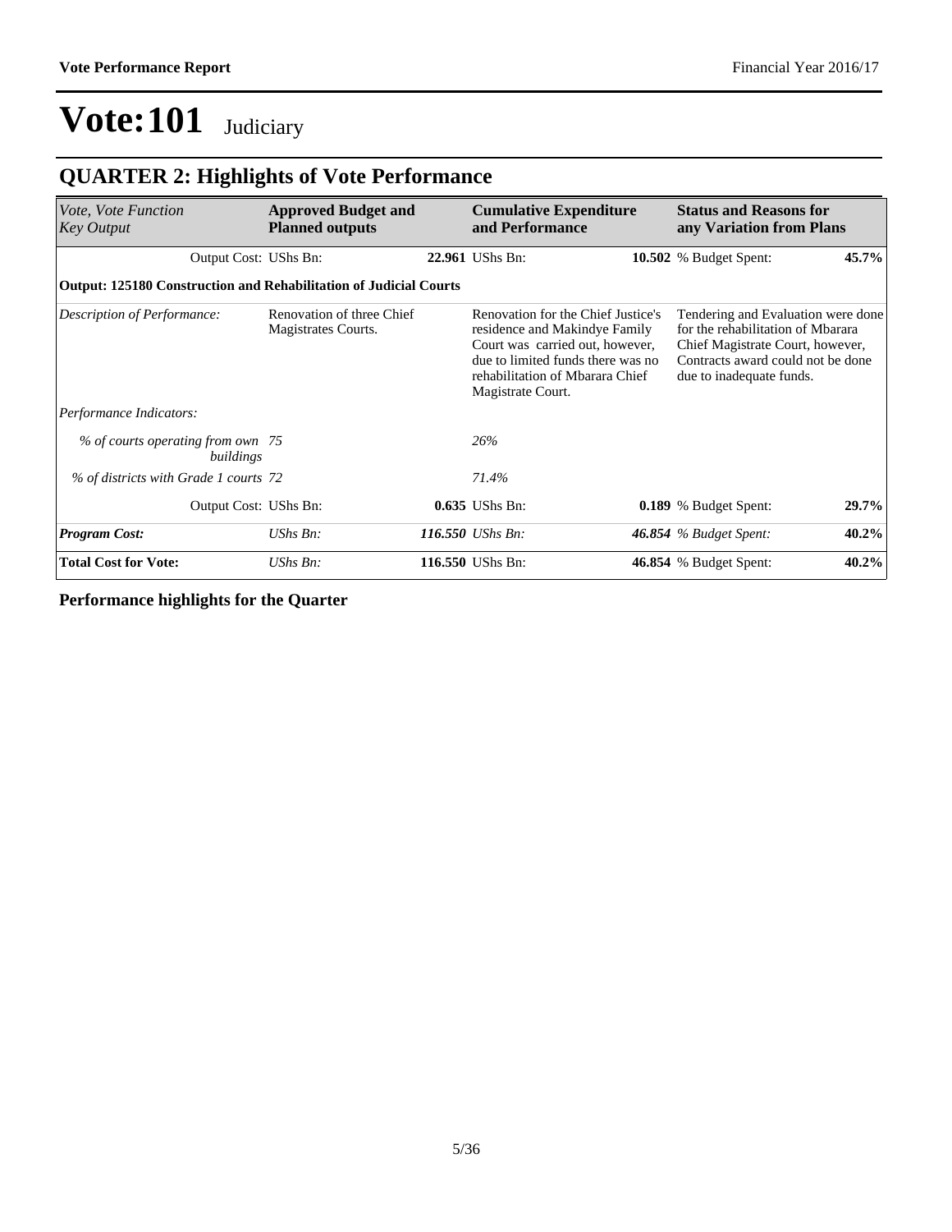# Vote:101 Judiciary

## QUARTER 2: Highlights of Vote Performance

| *Vote, Vote Function Key Output* | **Approved Budget and Planned outputs** | | **Cumulative Expenditure and Performance** | | **Status and Reasons for any Variation from Plans** | |
|---|---|---|---|---|---|---|
| Output Cost: | UShs Bn: | **22.961** | UShs Bn: | **10.502** | % Budget Spent: | **45.7%** |
| **Output: 125180 Construction and Rehabilitation of Judicial Courts** | | | | | | |
| *Description of Performance:* | Renovation of three Chief Magistrates Courts. | | Renovation for the Chief Justice's residence and Makindye Family Court was carried out, however, due to limited funds there was no rehabilitation of Mbarara Chief Magistrate Court. | | Tendering and Evaluation were done for the rehabilitation of Mbarara Chief Magistrate Court, however, Contracts award could not be done due to inadequate funds. | |
| *Performance Indicators:* | | | | | | |
| *% of courts operating from own buildings* | *75* | | *26%* | | | |
| *% of districts with Grade 1 courts* | *72* | | *71.4%* | | | |
| Output Cost: | UShs Bn: | **0.635** | UShs Bn: | **0.189** | % Budget Spent: | **29.7%** |
| ***Program Cost:*** | *UShs Bn:* | ***116.550*** | *UShs Bn:* | ***46.854*** | *% Budget Spent:* | **40.2%** |
| **Total Cost for Vote:** | *UShs Bn:* | **116.550** | UShs Bn: | **46.854** | % Budget Spent: | **40.2%** |

**Performance highlights for the Quarter**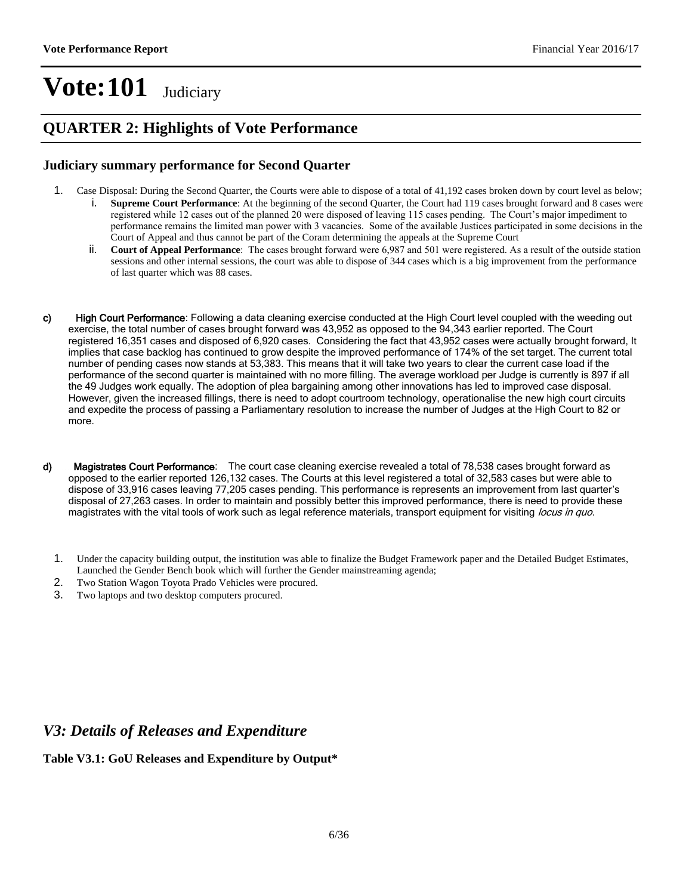# Vote:101 Judiciary

## QUARTER 2: Highlights of Vote Performance

### Judiciary summary performance for Second Quarter

1. Case Disposal: During the Second Quarter, the Courts were able to dispose of a total of 41,192 cases broken down by court level as below;
   i. **Supreme Court Performance**: At the beginning of the second Quarter, the Court had 119 cases brought forward and 8 cases were registered while 12 cases out of the planned 20 were disposed of leaving 115 cases pending. The Court's major impediment to performance remains the limited man power with 3 vacancies. Some of the available Justices participated in some decisions in the Court of Appeal and thus cannot be part of the Coram determining the appeals at the Supreme Court
   ii. **Court of Appeal Performance**: The cases brought forward were 6,987 and 501 were registered. As a result of the outside station sessions and other internal sessions, the court was able to dispose of 344 cases which is a big improvement from the performance of last quarter which was 88 cases.

c) High Court Performance: Following a data cleaning exercise conducted at the High Court level coupled with the weeding out exercise, the total number of cases brought forward was 43,952 as opposed to the 94,343 earlier reported. The Court registered 16,351 cases and disposed of 6,920 cases. Considering the fact that 43,952 cases were actually brought forward, It implies that case backlog has continued to grow despite the improved performance of 174% of the set target. The current total number of pending cases now stands at 53,383. This means that it will take two years to clear the current case load if the performance of the second quarter is maintained with no more filling. The average workload per Judge is currently is 897 if all the 49 Judges work equally. The adoption of plea bargaining among other innovations has led to improved case disposal. However, given the increased fillings, there is need to adopt courtroom technology, operationalise the new high court circuits and expedite the process of passing a Parliamentary resolution to increase the number of Judges at the High Court to 82 or more.

d) Magistrates Court Performance: The court case cleaning exercise revealed a total of 78,538 cases brought forward as opposed to the earlier reported 126,132 cases. The Courts at this level registered a total of 32,583 cases but were able to dispose of 33,916 cases leaving 77,205 cases pending. This performance is represents an improvement from last quarter's disposal of 27,263 cases. In order to maintain and possibly better this improved performance, there is need to provide these magistrates with the vital tools of work such as legal reference materials, transport equipment for visiting *locus in quo.*

1. Under the capacity building output, the institution was able to finalize the Budget Framework paper and the Detailed Budget Estimates, Launched the Gender Bench book which will further the Gender mainstreaming agenda;
2. Two Station Wagon Toyota Prado Vehicles were procured.
3. Two laptops and two desktop computers procured.

## *V3: Details of Releases and Expenditure*

**Table V3.1: GoU Releases and Expenditure by Output***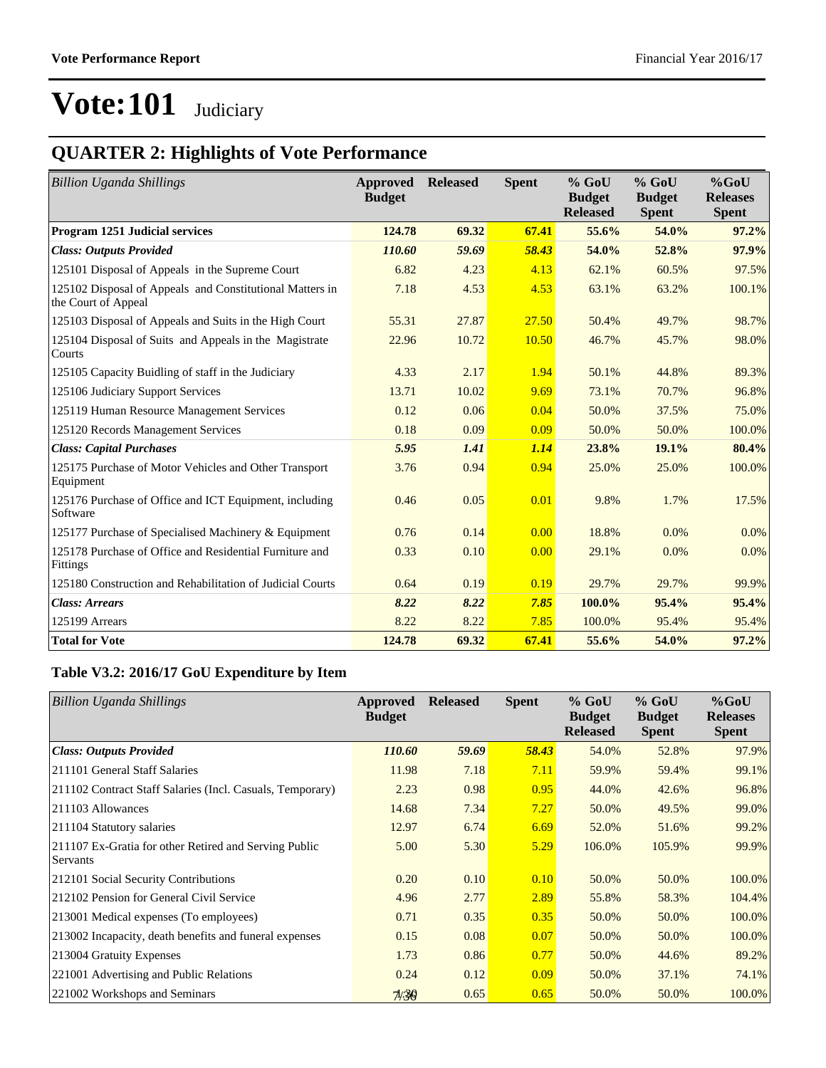# Vote:101 Judiciary

## QUARTER 2: Highlights of Vote Performance

| *Billion Uganda Shillings* | Approved Budget | Released | Spent | % GoU Budget Released | % GoU Budget Spent | %GoU Releases Spent |
|---|---|---|---|---|---|---|
| **Program 1251 Judicial services** | **124.78** | **69.32** | **67.41** | **55.6%** | **54.0%** | **97.2%** |
| ***Class: Outputs Provided*** | ***110.60*** | ***59.69*** | ***58.43*** | **54.0%** | **52.8%** | **97.9%** |
| 125101 Disposal of Appeals in the Supreme Court | 6.82 | 4.23 | 4.13 | 62.1% | 60.5% | 97.5% |
| 125102 Disposal of Appeals and Constitutional Matters in the Court of Appeal | 7.18 | 4.53 | 4.53 | 63.1% | 63.2% | 100.1% |
| 125103 Disposal of Appeals and Suits in the High Court | 55.31 | 27.87 | 27.50 | 50.4% | 49.7% | 98.7% |
| 125104 Disposal of Suits and Appeals in the Magistrate Courts | 22.96 | 10.72 | 10.50 | 46.7% | 45.7% | 98.0% |
| 125105 Capacity Buidling of staff in the Judiciary | 4.33 | 2.17 | 1.94 | 50.1% | 44.8% | 89.3% |
| 125106 Judiciary Support Services | 13.71 | 10.02 | 9.69 | 73.1% | 70.7% | 96.8% |
| 125119 Human Resource Management Services | 0.12 | 0.06 | 0.04 | 50.0% | 37.5% | 75.0% |
| 125120 Records Management Services | 0.18 | 0.09 | 0.09 | 50.0% | 50.0% | 100.0% |
| ***Class: Capital Purchases*** | ***5.95*** | ***1.41*** | ***1.14*** | **23.8%** | **19.1%** | **80.4%** |
| 125175 Purchase of Motor Vehicles and Other Transport Equipment | 3.76 | 0.94 | 0.94 | 25.0% | 25.0% | 100.0% |
| 125176 Purchase of Office and ICT Equipment, including Software | 0.46 | 0.05 | 0.01 | 9.8% | 1.7% | 17.5% |
| 125177 Purchase of Specialised Machinery & Equipment | 0.76 | 0.14 | 0.00 | 18.8% | 0.0% | 0.0% |
| 125178 Purchase of Office and Residential Furniture and Fittings | 0.33 | 0.10 | 0.00 | 29.1% | 0.0% | 0.0% |
| 125180 Construction and Rehabilitation of Judicial Courts | 0.64 | 0.19 | 0.19 | 29.7% | 29.7% | 99.9% |
| ***Class: Arrears*** | ***8.22*** | ***8.22*** | ***7.85*** | **100.0%** | **95.4%** | **95.4%** |
| 125199 Arrears | 8.22 | 8.22 | 7.85 | 100.0% | 95.4% | 95.4% |
| **Total for Vote** | **124.78** | **69.32** | **67.41** | **55.6%** | **54.0%** | **97.2%** |

### Table V3.2: 2016/17 GoU Expenditure by Item

| *Billion Uganda Shillings* | Approved Budget | Released | Spent | % GoU Budget Released | % GoU Budget Spent | %GoU Releases Spent |
|---|---|---|---|---|---|---|
| ***Class: Outputs Provided*** | ***110.60*** | ***59.69*** | ***58.43*** | 54.0% | 52.8% | 97.9% |
| 211101 General Staff Salaries | 11.98 | 7.18 | 7.11 | 59.9% | 59.4% | 99.1% |
| 211102 Contract Staff Salaries (Incl. Casuals, Temporary) | 2.23 | 0.98 | 0.95 | 44.0% | 42.6% | 96.8% |
| 211103 Allowances | 14.68 | 7.34 | 7.27 | 50.0% | 49.5% | 99.0% |
| 211104 Statutory salaries | 12.97 | 6.74 | 6.69 | 52.0% | 51.6% | 99.2% |
| 211107 Ex-Gratia for other Retired and Serving Public Servants | 5.00 | 5.30 | 5.29 | 106.0% | 105.9% | 99.9% |
| 212101 Social Security Contributions | 0.20 | 0.10 | 0.10 | 50.0% | 50.0% | 100.0% |
| 212102 Pension for General Civil Service | 4.96 | 2.77 | 2.89 | 55.8% | 58.3% | 104.4% |
| 213001 Medical expenses (To employees) | 0.71 | 0.35 | 0.35 | 50.0% | 50.0% | 100.0% |
| 213002 Incapacity, death benefits and funeral expenses | 0.15 | 0.08 | 0.07 | 50.0% | 50.0% | 100.0% |
| 213004 Gratuity Expenses | 1.73 | 0.86 | 0.77 | 50.0% | 44.6% | 89.2% |
| 221001 Advertising and Public Relations | 0.24 | 0.12 | 0.09 | 50.0% | 37.1% | 74.1% |
| 221002 Workshops and Seminars | 1.30 | 0.65 | 0.65 | 50.0% | 50.0% | 100.0% |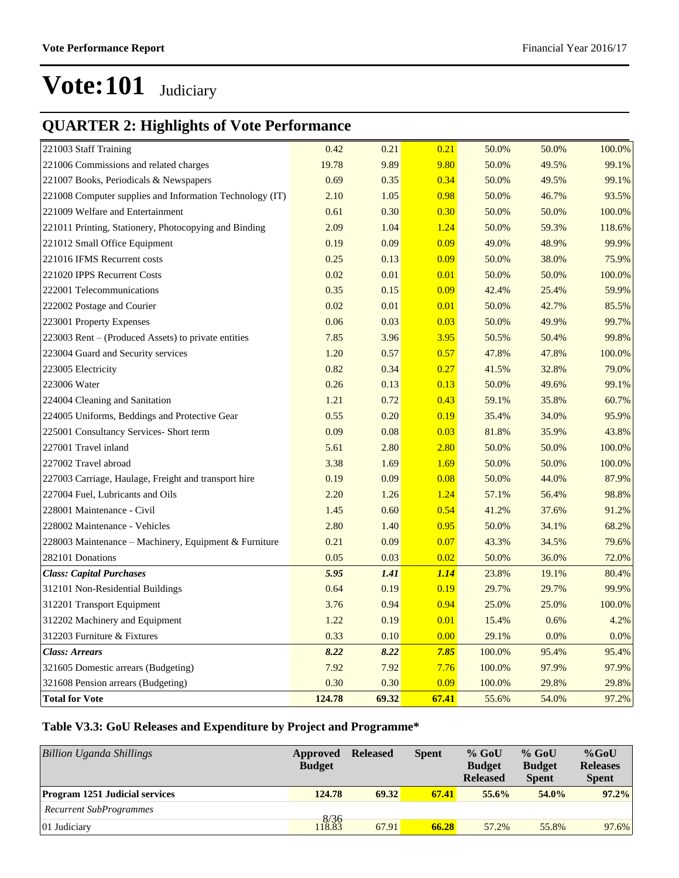# Vote:101 Judiciary

## QUARTER 2: Highlights of Vote Performance

| | | | | | | |
|---|---|---|---|---|---|---|
| 221003 Staff Training | 0.42 | 0.21 | 0.21 | 50.0% | 50.0% | 100.0% |
| 221006 Commissions and related charges | 19.78 | 9.89 | 9.80 | 50.0% | 49.5% | 99.1% |
| 221007 Books, Periodicals & Newspapers | 0.69 | 0.35 | 0.34 | 50.0% | 49.5% | 99.1% |
| 221008 Computer supplies and Information Technology (IT) | 2.10 | 1.05 | 0.98 | 50.0% | 46.7% | 93.5% |
| 221009 Welfare and Entertainment | 0.61 | 0.30 | 0.30 | 50.0% | 50.0% | 100.0% |
| 221011 Printing, Stationery, Photocopying and Binding | 2.09 | 1.04 | 1.24 | 50.0% | 59.3% | 118.6% |
| 221012 Small Office Equipment | 0.19 | 0.09 | 0.09 | 49.0% | 48.9% | 99.9% |
| 221016 IFMS Recurrent costs | 0.25 | 0.13 | 0.09 | 50.0% | 38.0% | 75.9% |
| 221020 IPPS Recurrent Costs | 0.02 | 0.01 | 0.01 | 50.0% | 50.0% | 100.0% |
| 222001 Telecommunications | 0.35 | 0.15 | 0.09 | 42.4% | 25.4% | 59.9% |
| 222002 Postage and Courier | 0.02 | 0.01 | 0.01 | 50.0% | 42.7% | 85.5% |
| 223001 Property Expenses | 0.06 | 0.03 | 0.03 | 50.0% | 49.9% | 99.7% |
| 223003 Rent – (Produced Assets) to private entities | 7.85 | 3.96 | 3.95 | 50.5% | 50.4% | 99.8% |
| 223004 Guard and Security services | 1.20 | 0.57 | 0.57 | 47.8% | 47.8% | 100.0% |
| 223005 Electricity | 0.82 | 0.34 | 0.27 | 41.5% | 32.8% | 79.0% |
| 223006 Water | 0.26 | 0.13 | 0.13 | 50.0% | 49.6% | 99.1% |
| 224004 Cleaning and Sanitation | 1.21 | 0.72 | 0.43 | 59.1% | 35.8% | 60.7% |
| 224005 Uniforms, Beddings and Protective Gear | 0.55 | 0.20 | 0.19 | 35.4% | 34.0% | 95.9% |
| 225001 Consultancy Services- Short term | 0.09 | 0.08 | 0.03 | 81.8% | 35.9% | 43.8% |
| 227001 Travel inland | 5.61 | 2.80 | 2.80 | 50.0% | 50.0% | 100.0% |
| 227002 Travel abroad | 3.38 | 1.69 | 1.69 | 50.0% | 50.0% | 100.0% |
| 227003 Carriage, Haulage, Freight and transport hire | 0.19 | 0.09 | 0.08 | 50.0% | 44.0% | 87.9% |
| 227004 Fuel, Lubricants and Oils | 2.20 | 1.26 | 1.24 | 57.1% | 56.4% | 98.8% |
| 228001 Maintenance - Civil | 1.45 | 0.60 | 0.54 | 41.2% | 37.6% | 91.2% |
| 228002 Maintenance - Vehicles | 2.80 | 1.40 | 0.95 | 50.0% | 34.1% | 68.2% |
| 228003 Maintenance – Machinery, Equipment & Furniture | 0.21 | 0.09 | 0.07 | 43.3% | 34.5% | 79.6% |
| 282101 Donations | 0.05 | 0.03 | 0.02 | 50.0% | 36.0% | 72.0% |
| ***Class: Capital Purchases*** | ***5.95*** | ***1.41*** | ***1.14*** | 23.8% | 19.1% | 80.4% |
| 312101 Non-Residential Buildings | 0.64 | 0.19 | 0.19 | 29.7% | 29.7% | 99.9% |
| 312201 Transport Equipment | 3.76 | 0.94 | 0.94 | 25.0% | 25.0% | 100.0% |
| 312202 Machinery and Equipment | 1.22 | 0.19 | 0.01 | 15.4% | 0.6% | 4.2% |
| 312203 Furniture & Fixtures | 0.33 | 0.10 | 0.00 | 29.1% | 0.0% | 0.0% |
| ***Class: Arrears*** | ***8.22*** | ***8.22*** | ***7.85*** | 100.0% | 95.4% | 95.4% |
| 321605 Domestic arrears (Budgeting) | 7.92 | 7.92 | 7.76 | 100.0% | 97.9% | 97.9% |
| 321608 Pension arrears (Budgeting) | 0.30 | 0.30 | 0.09 | 100.0% | 29.8% | 29.8% |
| **Total for Vote** | **124.78** | **69.32** | **67.41** | 55.6% | 54.0% | 97.2% |

### Table V3.3: GoU Releases and Expenditure by Project and Programme*

| *Billion Uganda Shillings* | Approved Budget | Released | Spent | % GoU Budget Released | % GoU Budget Spent | %GoU Releases Spent |
|---|---|---|---|---|---|---|
| **Program 1251 Judicial services** | **124.78** | **69.32** | **67.41** | **55.6%** | **54.0%** | **97.2%** |
| *Recurrent SubProgrammes* | | | | | | |
| 01 Judiciary | 118.83 | 67.91 | 66.28 | 57.2% | 55.8% | 97.6% |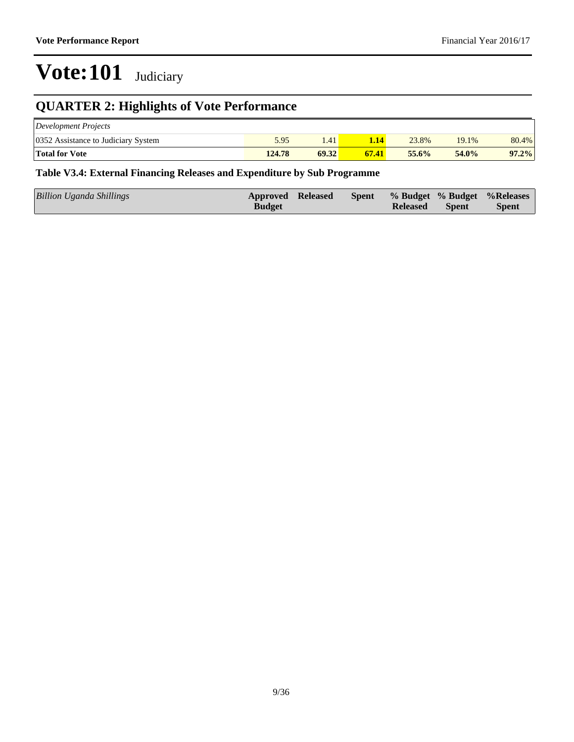# Vote:101 Judiciary

## QUARTER 2: Highlights of Vote Performance

| | | | | | | |
|---|---|---|---|---|---|---|
| *Development Projects* | | | | | | |
| 0352 Assistance to Judiciary System | 5.95 | 1.41 | **1.14** | 23.8% | 19.1% | 80.4% |
| **Total for Vote** | **124.78** | **69.32** | **67.41** | **55.6%** | **54.0%** | **97.2%** |

### Table V3.4: External Financing Releases and Expenditure by Sub Programme

| *Billion Uganda Shillings* | Approved Budget | Released | Spent | % Budget Released | % Budget Spent | %Releases Spent |
|---|---|---|---|---|---|---|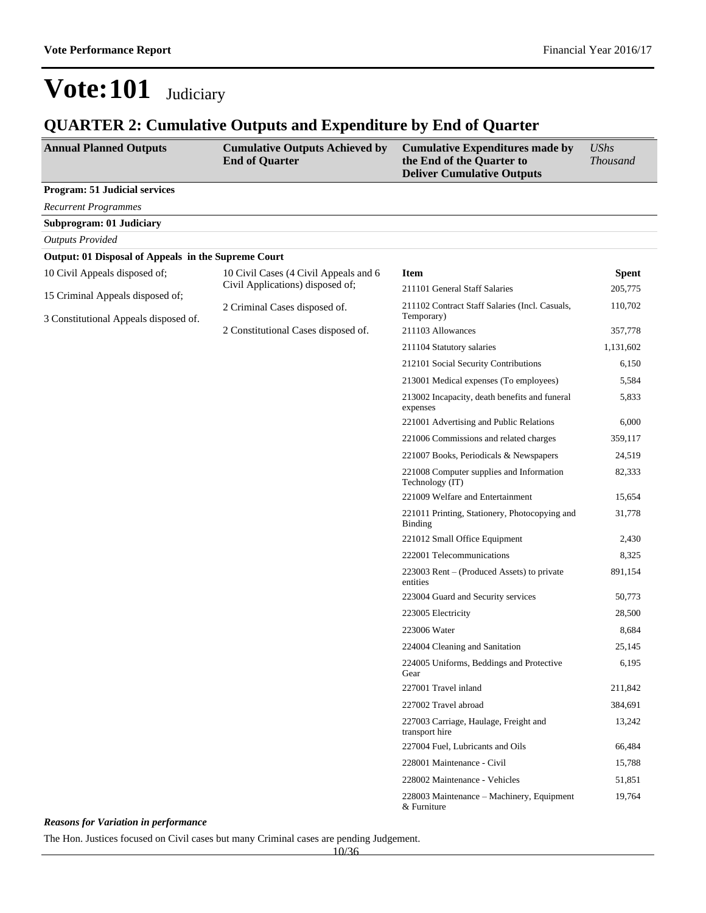# Vote:101 Judiciary

## QUARTER 2: Cumulative Outputs and Expenditure by End of Quarter

| Annual Planned Outputs | Cumulative Outputs Achieved by End of Quarter | Cumulative Expenditures made by the End of the Quarter to Deliver Cumulative Outputs | *UShs Thousand* |
|---|---|---|---|
| **Program: 51 Judicial services** | | | |
| *Recurrent Programmes* | | | |
| **Subprogram: 01 Judiciary** | | | |
| *Outputs Provided* | | | |
| **Output: 01 Disposal of Appeals in the Supreme Court** | | | |
| 10 Civil Appeals disposed of; | 10 Civil Cases (4 Civil Appeals and 6 Civil Applications) disposed of; | **Item** | **Spent** |
| 15 Criminal Appeals disposed of; | 2 Criminal Cases disposed of. | 211101 General Staff Salaries | 205,775 |
| 3 Constitutional Appeals disposed of. | 2 Constitutional Cases disposed of. | 211102 Contract Staff Salaries (Incl. Casuals, Temporary) | 110,702 |
| | | 211103 Allowances | 357,778 |
| | | 211104 Statutory salaries | 1,131,602 |
| | | 212101 Social Security Contributions | 6,150 |
| | | 213001 Medical expenses (To employees) | 5,584 |
| | | 213002 Incapacity, death benefits and funeral expenses | 5,833 |
| | | 221001 Advertising and Public Relations | 6,000 |
| | | 221006 Commissions and related charges | 359,117 |
| | | 221007 Books, Periodicals & Newspapers | 24,519 |
| | | 221008 Computer supplies and Information Technology (IT) | 82,333 |
| | | 221009 Welfare and Entertainment | 15,654 |
| | | 221011 Printing, Stationery, Photocopying and Binding | 31,778 |
| | | 221012 Small Office Equipment | 2,430 |
| | | 222001 Telecommunications | 8,325 |
| | | 223003 Rent – (Produced Assets) to private entities | 891,154 |
| | | 223004 Guard and Security services | 50,773 |
| | | 223005 Electricity | 28,500 |
| | | 223006 Water | 8,684 |
| | | 224004 Cleaning and Sanitation | 25,145 |
| | | 224005 Uniforms, Beddings and Protective Gear | 6,195 |
| | | 227001 Travel inland | 211,842 |
| | | 227002 Travel abroad | 384,691 |
| | | 227003 Carriage, Haulage, Freight and transport hire | 13,242 |
| | | 227004 Fuel, Lubricants and Oils | 66,484 |
| | | 228001 Maintenance - Civil | 15,788 |
| | | 228002 Maintenance - Vehicles | 51,851 |
| | | 228003 Maintenance – Machinery, Equipment & Furniture | 19,764 |

***Reasons for Variation in performance***

The Hon. Justices focused on Civil cases but many Criminal cases are pending Judgement.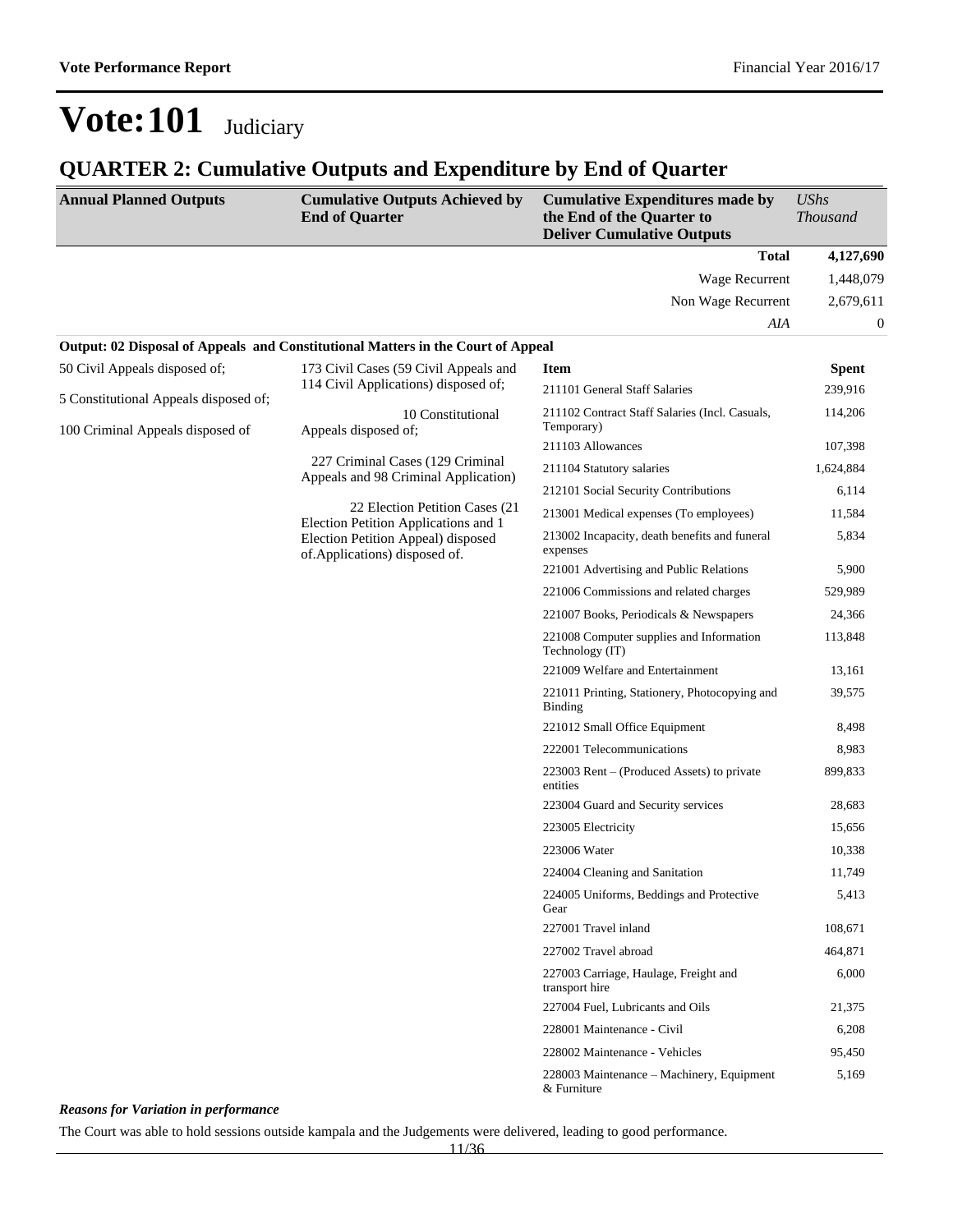# Vote:101 Judiciary

## QUARTER 2: Cumulative Outputs and Expenditure by End of Quarter

| Annual Planned Outputs | Cumulative Outputs Achieved by End of Quarter | Cumulative Expenditures made by the End of the Quarter to Deliver Cumulative Outputs | *UShs Thousand* |
|---|---|---|---|
| | | **Total** | **4,127,690** |
| | | Wage Recurrent | 1,448,079 |
| | | Non Wage Recurrent | 2,679,611 |
| | | *AIA* | 0 |

**Output: 02 Disposal of Appeals and Constitutional Matters in the Court of Appeal**

| Annual Planned Outputs | Cumulative Outputs Achieved by End of Quarter | Item | Spent |
|---|---|---|---|
| 50 Civil Appeals disposed of;<br><br>5 Constitutional Appeals disposed of;<br><br>100 Criminal Appeals disposed of | 173 Civil Cases (59 Civil Appeals and 114 Civil Applications) disposed of;<br><br>10 Constitutional Appeals disposed of;<br><br>227 Criminal Cases (129 Criminal Appeals and 98 Criminal Application)<br><br>22 Election Petition Cases (21 Election Petition Applications and 1 Election Petition Appeal) disposed of.Applications) disposed of. | 211101 General Staff Salaries | 239,916 |
| | | 211102 Contract Staff Salaries (Incl. Casuals, Temporary) | 114,206 |
| | | 211103 Allowances | 107,398 |
| | | 211104 Statutory salaries | 1,624,884 |
| | | 212101 Social Security Contributions | 6,114 |
| | | 213001 Medical expenses (To employees) | 11,584 |
| | | 213002 Incapacity, death benefits and funeral expenses | 5,834 |
| | | 221001 Advertising and Public Relations | 5,900 |
| | | 221006 Commissions and related charges | 529,989 |
| | | 221007 Books, Periodicals & Newspapers | 24,366 |
| | | 221008 Computer supplies and Information Technology (IT) | 113,848 |
| | | 221009 Welfare and Entertainment | 13,161 |
| | | 221011 Printing, Stationery, Photocopying and Binding | 39,575 |
| | | 221012 Small Office Equipment | 8,498 |
| | | 222001 Telecommunications | 8,983 |
| | | 223003 Rent – (Produced Assets) to private entities | 899,833 |
| | | 223004 Guard and Security services | 28,683 |
| | | 223005 Electricity | 15,656 |
| | | 223006 Water | 10,338 |
| | | 224004 Cleaning and Sanitation | 11,749 |
| | | 224005 Uniforms, Beddings and Protective Gear | 5,413 |
| | | 227001 Travel inland | 108,671 |
| | | 227002 Travel abroad | 464,871 |
| | | 227003 Carriage, Haulage, Freight and transport hire | 6,000 |
| | | 227004 Fuel, Lubricants and Oils | 21,375 |
| | | 228001 Maintenance - Civil | 6,208 |
| | | 228002 Maintenance - Vehicles | 95,450 |
| | | 228003 Maintenance – Machinery, Equipment & Furniture | 5,169 |

***Reasons for Variation in performance***

The Court was able to hold sessions outside kampala and the Judgements were delivered, leading to good performance.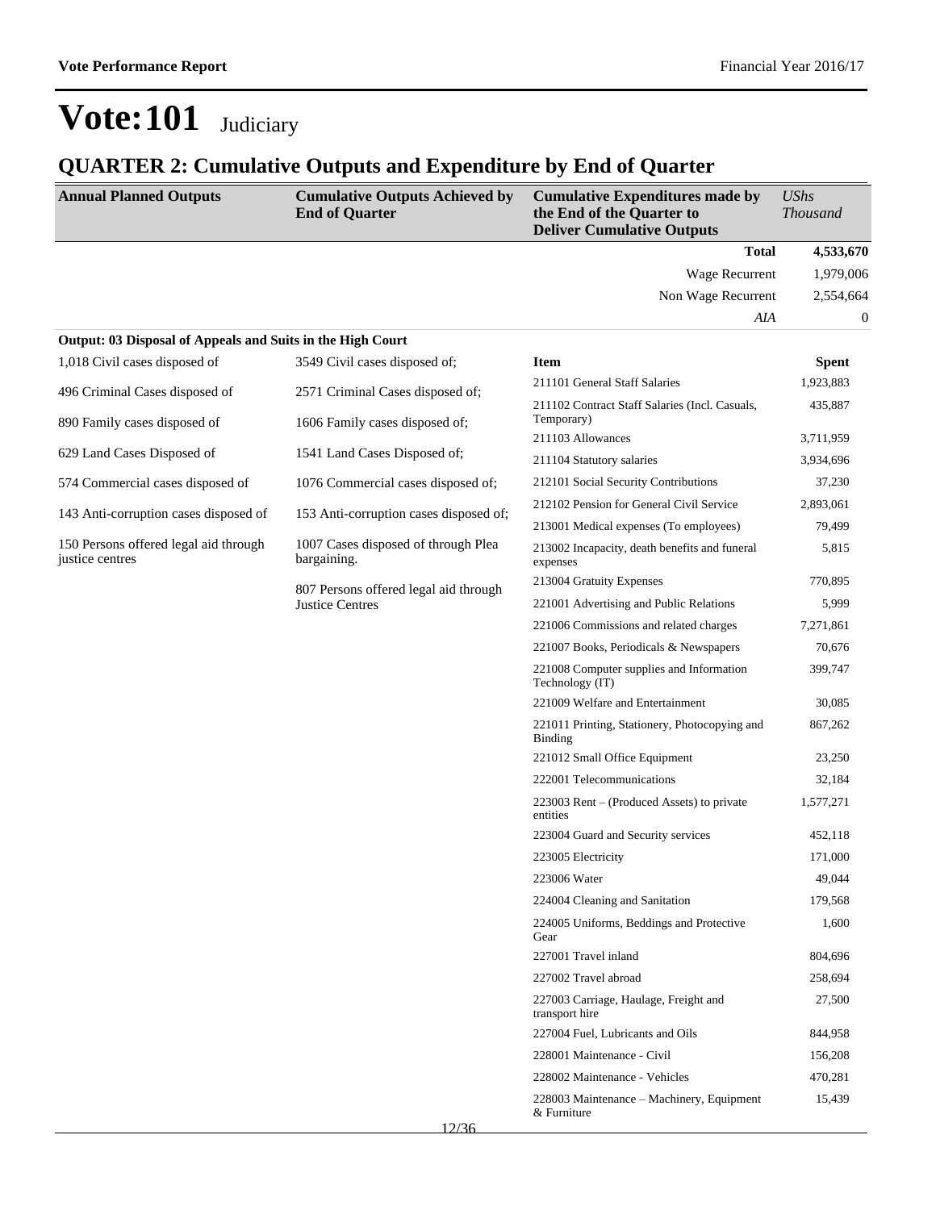# Vote:101 Judiciary

## QUARTER 2: Cumulative Outputs and Expenditure by End of Quarter

| Annual Planned Outputs | Cumulative Outputs Achieved by End of Quarter | Cumulative Expenditures made by the End of the Quarter to Deliver Cumulative Outputs | *UShs Thousand* |
|---|---|---|---|
| | | **Total** | **4,533,670** |
| | | Wage Recurrent | 1,979,006 |
| | | Non Wage Recurrent | 2,554,664 |
| | | *AIA* | 0 |

**Output: 03 Disposal of Appeals and Suits in the High Court**

| Annual Planned Outputs | Cumulative Outputs Achieved by End of Quarter | Item | Spent |
|---|---|---|---|
| 1,018 Civil cases disposed of | 3549 Civil cases disposed of; | 211101 General Staff Salaries | 1,923,883 |
| 496 Criminal Cases disposed of | 2571 Criminal Cases disposed of; | 211102 Contract Staff Salaries (Incl. Casuals, Temporary) | 435,887 |
| 890 Family cases disposed of | 1606 Family cases disposed of; | 211103 Allowances | 3,711,959 |
| 629 Land Cases Disposed of | 1541 Land Cases Disposed of; | 211104 Statutory salaries | 3,934,696 |
| 574 Commercial cases disposed of | 1076 Commercial cases disposed of; | 212101 Social Security Contributions | 37,230 |
| 143 Anti-corruption cases disposed of | 153 Anti-corruption cases disposed of; | 212102 Pension for General Civil Service | 2,893,061 |
| 150 Persons offered legal aid through justice centres | 1007 Cases disposed of through Plea bargaining. | 213001 Medical expenses (To employees) | 79,499 |
| | 807 Persons offered legal aid through Justice Centres | 213002 Incapacity, death benefits and funeral expenses | 5,815 |
| | | 213004 Gratuity Expenses | 770,895 |
| | | 221001 Advertising and Public Relations | 5,999 |
| | | 221006 Commissions and related charges | 7,271,861 |
| | | 221007 Books, Periodicals & Newspapers | 70,676 |
| | | 221008 Computer supplies and Information Technology (IT) | 399,747 |
| | | 221009 Welfare and Entertainment | 30,085 |
| | | 221011 Printing, Stationery, Photocopying and Binding | 867,262 |
| | | 221012 Small Office Equipment | 23,250 |
| | | 222001 Telecommunications | 32,184 |
| | | 223003 Rent – (Produced Assets) to private entities | 1,577,271 |
| | | 223004 Guard and Security services | 452,118 |
| | | 223005 Electricity | 171,000 |
| | | 223006 Water | 49,044 |
| | | 224004 Cleaning and Sanitation | 179,568 |
| | | 224005 Uniforms, Beddings and Protective Gear | 1,600 |
| | | 227001 Travel inland | 804,696 |
| | | 227002 Travel abroad | 258,694 |
| | | 227003 Carriage, Haulage, Freight and transport hire | 27,500 |
| | | 227004 Fuel, Lubricants and Oils | 844,958 |
| | | 228001 Maintenance - Civil | 156,208 |
| | | 228002 Maintenance - Vehicles | 470,281 |
| | | 228003 Maintenance – Machinery, Equipment & Furniture | 15,439 |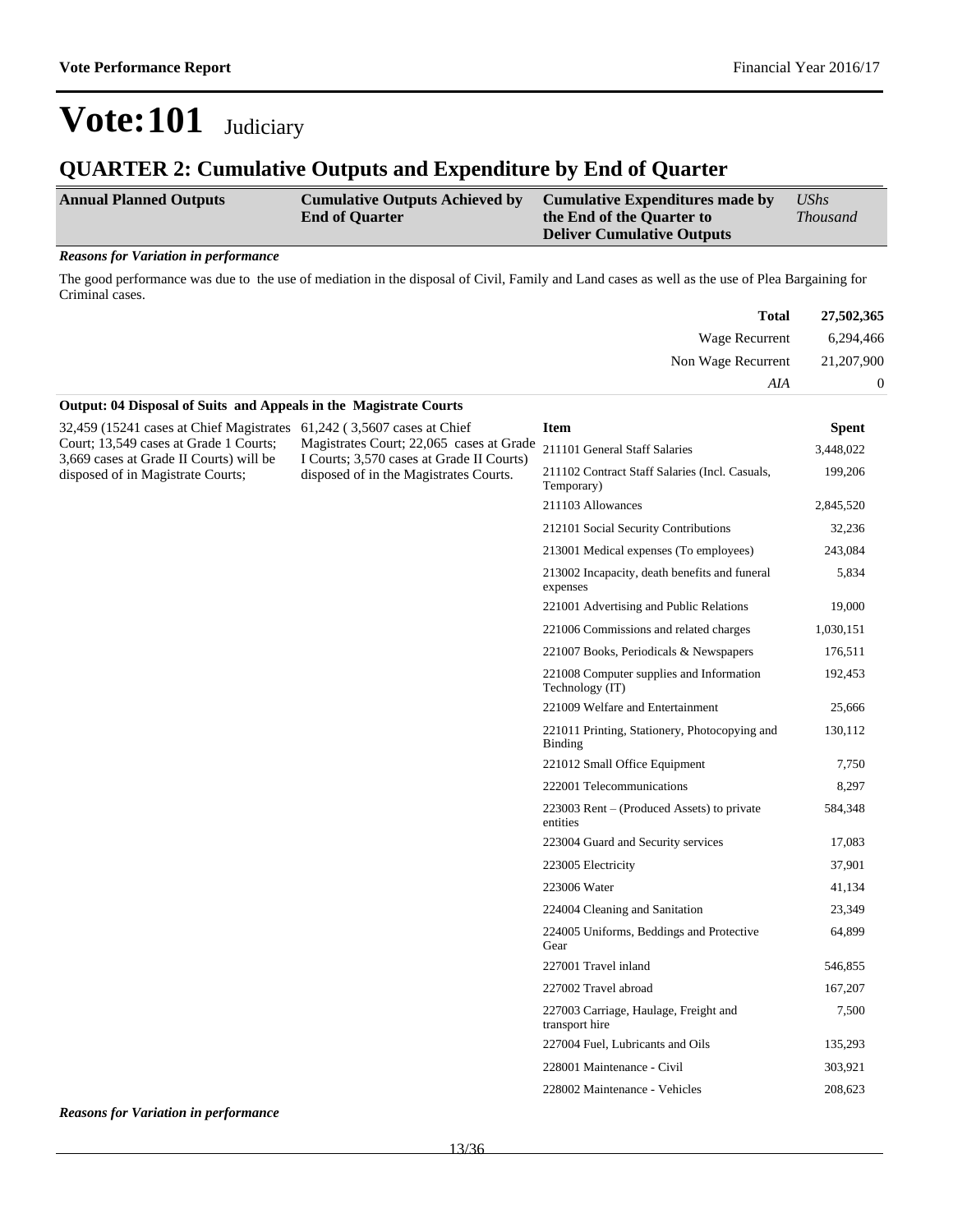# Vote:101 Judiciary

## QUARTER 2: Cumulative Outputs and Expenditure by End of Quarter

| Annual Planned Outputs | Cumulative Outputs Achieved by End of Quarter | Cumulative Expenditures made by the End of the Quarter to Deliver Cumulative Outputs | *UShs Thousand* |
|---|---|---|---|

***Reasons for Variation in performance***

The good performance was due to the use of mediation in the disposal of Civil, Family and Land cases as well as the use of Plea Bargaining for Criminal cases.

| | |
|---|---|
| **Total** | **27,502,365** |
| Wage Recurrent | 6,294,466 |
| Non Wage Recurrent | 21,207,900 |
| *AIA* | 0 |

**Output: 04 Disposal of Suits and Appeals in the Magistrate Courts**

| Annual Planned Outputs | Cumulative Outputs Achieved by End of Quarter | Item | Spent |
|---|---|---|---|
| 32,459 (15241 cases at Chief Magistrates Court; 13,549 cases at Grade 1 Courts; 3,669 cases at Grade II Courts) will be disposed of in Magistrate Courts; | 61,242 ( 3,5607 cases at Chief Magistrates Court; 22,065 cases at Grade I Courts; 3,570 cases at Grade II Courts) disposed of in the Magistrates Courts. | 211101 General Staff Salaries | 3,448,022 |
| | | 211102 Contract Staff Salaries (Incl. Casuals, Temporary) | 199,206 |
| | | 211103 Allowances | 2,845,520 |
| | | 212101 Social Security Contributions | 32,236 |
| | | 213001 Medical expenses (To employees) | 243,084 |
| | | 213002 Incapacity, death benefits and funeral expenses | 5,834 |
| | | 221001 Advertising and Public Relations | 19,000 |
| | | 221006 Commissions and related charges | 1,030,151 |
| | | 221007 Books, Periodicals & Newspapers | 176,511 |
| | | 221008 Computer supplies and Information Technology (IT) | 192,453 |
| | | 221009 Welfare and Entertainment | 25,666 |
| | | 221011 Printing, Stationery, Photocopying and Binding | 130,112 |
| | | 221012 Small Office Equipment | 7,750 |
| | | 222001 Telecommunications | 8,297 |
| | | 223003 Rent – (Produced Assets) to private entities | 584,348 |
| | | 223004 Guard and Security services | 17,083 |
| | | 223005 Electricity | 37,901 |
| | | 223006 Water | 41,134 |
| | | 224004 Cleaning and Sanitation | 23,349 |
| | | 224005 Uniforms, Beddings and Protective Gear | 64,899 |
| | | 227001 Travel inland | 546,855 |
| | | 227002 Travel abroad | 167,207 |
| | | 227003 Carriage, Haulage, Freight and transport hire | 7,500 |
| | | 227004 Fuel, Lubricants and Oils | 135,293 |
| | | 228001 Maintenance - Civil | 303,921 |
| | | 228002 Maintenance - Vehicles | 208,623 |

***Reasons for Variation in performance***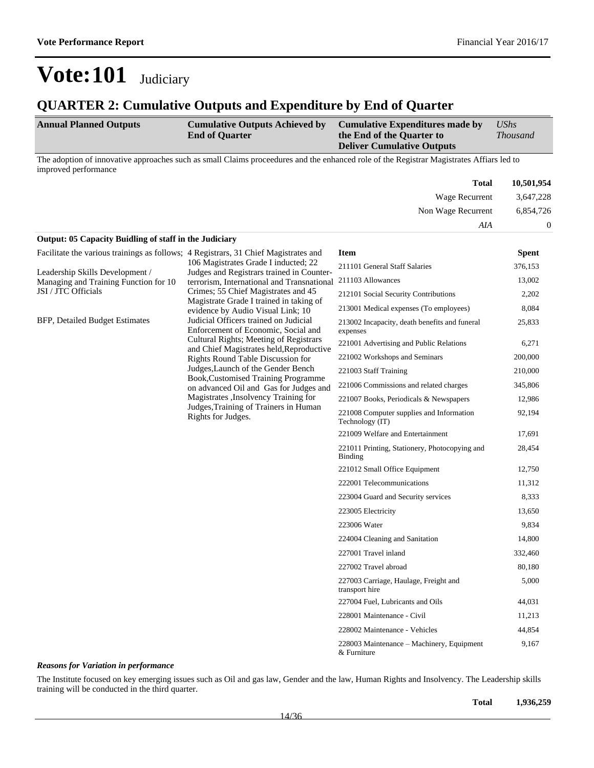# Vote:101 Judiciary

## QUARTER 2: Cumulative Outputs and Expenditure by End of Quarter

| Annual Planned Outputs | Cumulative Outputs Achieved by End of Quarter | Cumulative Expenditures made by the End of the Quarter to Deliver Cumulative Outputs | *UShs Thousand* |
|---|---|---|---|

The adoption of innovative approaches such as small Claims proceedures and the enhanced role of the Registrar Magistrates Affiars led to improved performance

| | |
|---|---|
| **Total** | **10,501,954** |
| Wage Recurrent | 3,647,228 |
| Non Wage Recurrent | 6,854,726 |
| *AIA* | 0 |

**Output: 05 Capacity Buidling of staff in the Judiciary**

| Annual Planned Outputs | Cumulative Outputs Achieved by End of Quarter | Item | Spent |
|---|---|---|---|
| Facilitate the various trainings as follows;<br><br>Leadership Skills Development / Managing and Training Function for 10 JSI / JTC Officials<br><br>BFP, Detailed Budget Estimates | 4 Registrars, 31 Chief Magistrates and 106 Magistrates Grade I inducted; 22 Judges and Registrars trained in Counter-terrorism, International and Transnational Crimes; 55 Chief Magistrates and 45 Magistrate Grade I trained in taking of evidence by Audio Visual Link; 10 Judicial Officers trained on Judicial Enforcement of Economic, Social and Cultural Rights; Meeting of Registrars and Chief Magistrates held,Reproductive Rights Round Table Discussion for Judges,Launch of the Gender Bench Book,Customised Training Programme on advanced Oil and Gas for Judges and Magistrates ,Insolvency Training for Judges,Training of Trainers in Human Rights for Judges. | 211101 General Staff Salaries | 376,153 |
| | | 211103 Allowances | 13,002 |
| | | 212101 Social Security Contributions | 2,202 |
| | | 213001 Medical expenses (To employees) | 8,084 |
| | | 213002 Incapacity, death benefits and funeral expenses | 25,833 |
| | | 221001 Advertising and Public Relations | 6,271 |
| | | 221002 Workshops and Seminars | 200,000 |
| | | 221003 Staff Training | 210,000 |
| | | 221006 Commissions and related charges | 345,806 |
| | | 221007 Books, Periodicals & Newspapers | 12,986 |
| | | 221008 Computer supplies and Information Technology (IT) | 92,194 |
| | | 221009 Welfare and Entertainment | 17,691 |
| | | 221011 Printing, Stationery, Photocopying and Binding | 28,454 |
| | | 221012 Small Office Equipment | 12,750 |
| | | 222001 Telecommunications | 11,312 |
| | | 223004 Guard and Security services | 8,333 |
| | | 223005 Electricity | 13,650 |
| | | 223006 Water | 9,834 |
| | | 224004 Cleaning and Sanitation | 14,800 |
| | | 227001 Travel inland | 332,460 |
| | | 227002 Travel abroad | 80,180 |
| | | 227003 Carriage, Haulage, Freight and transport hire | 5,000 |
| | | 227004 Fuel, Lubricants and Oils | 44,031 |
| | | 228001 Maintenance - Civil | 11,213 |
| | | 228002 Maintenance - Vehicles | 44,854 |
| | | 228003 Maintenance – Machinery, Equipment & Furniture | 9,167 |

***Reasons for Variation in performance***

The Institute focused on key emerging issues such as Oil and gas law, Gender and the law, Human Rights and Insolvency. The Leadership skills training will be conducted in the third quarter.

| | |
|---|---|
| **Total** | **1,936,259** |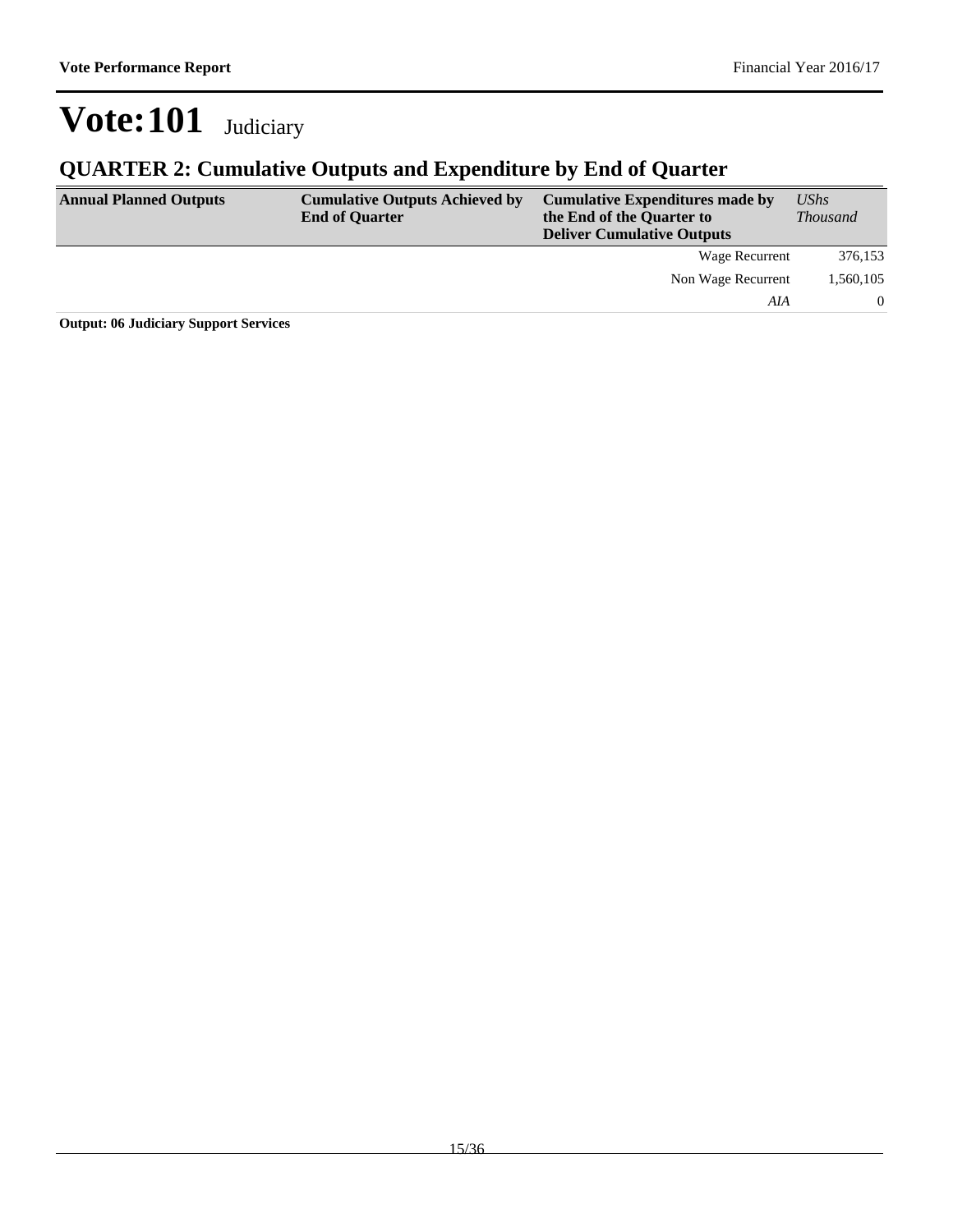# Vote:101 Judiciary

## QUARTER 2: Cumulative Outputs and Expenditure by End of Quarter

| Annual Planned Outputs | Cumulative Outputs Achieved by End of Quarter | Cumulative Expenditures made by the End of the Quarter to Deliver Cumulative Outputs | *UShs Thousand* |
|---|---|---|---|
| | | Wage Recurrent | 376,153 |
| | | Non Wage Recurrent | 1,560,105 |
| | | *AIA* | 0 |

**Output: 06 Judiciary Support Services**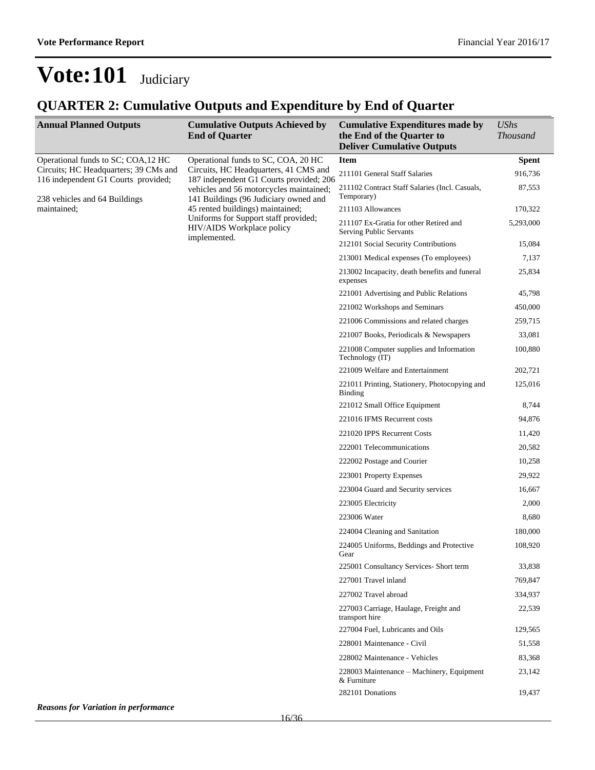# Vote:101 Judiciary

## QUARTER 2: Cumulative Outputs and Expenditure by End of Quarter

| Annual Planned Outputs | Cumulative Outputs Achieved by End of Quarter | Cumulative Expenditures made by the End of the Quarter to Deliver Cumulative Outputs | *UShs Thousand* |
|---|---|---|---|
| Operational funds to SC; COA,12 HC Circuits; HC Headquarters; 39 CMs and 116 independent G1 Courts provided;<br><br>238 vehicles and 64 Buildings maintained; | Operational funds to SC, COA, 20 HC Circuits, HC Headquarters, 41 CMS and 187 independent G1 Courts provided; 206 vehicles and 56 motorcycles maintained; 141 Buildings (96 Judiciary owned and 45 rented buildings) maintained; Uniforms for Support staff provided; HIV/AIDS Workplace policy implemented. | **Item** | **Spent** |
| | | 211101 General Staff Salaries | 916,736 |
| | | 211102 Contract Staff Salaries (Incl. Casuals, Temporary) | 87,553 |
| | | 211103 Allowances | 170,322 |
| | | 211107 Ex-Gratia for other Retired and Serving Public Servants | 5,293,000 |
| | | 212101 Social Security Contributions | 15,084 |
| | | 213001 Medical expenses (To employees) | 7,137 |
| | | 213002 Incapacity, death benefits and funeral expenses | 25,834 |
| | | 221001 Advertising and Public Relations | 45,798 |
| | | 221002 Workshops and Seminars | 450,000 |
| | | 221006 Commissions and related charges | 259,715 |
| | | 221007 Books, Periodicals & Newspapers | 33,081 |
| | | 221008 Computer supplies and Information Technology (IT) | 100,880 |
| | | 221009 Welfare and Entertainment | 202,721 |
| | | 221011 Printing, Stationery, Photocopying and Binding | 125,016 |
| | | 221012 Small Office Equipment | 8,744 |
| | | 221016 IFMS Recurrent costs | 94,876 |
| | | 221020 IPPS Recurrent Costs | 11,420 |
| | | 222001 Telecommunications | 20,582 |
| | | 222002 Postage and Courier | 10,258 |
| | | 223001 Property Expenses | 29,922 |
| | | 223004 Guard and Security services | 16,667 |
| | | 223005 Electricity | 2,000 |
| | | 223006 Water | 8,680 |
| | | 224004 Cleaning and Sanitation | 180,000 |
| | | 224005 Uniforms, Beddings and Protective Gear | 108,920 |
| | | 225001 Consultancy Services- Short term | 33,838 |
| | | 227001 Travel inland | 769,847 |
| | | 227002 Travel abroad | 334,937 |
| | | 227003 Carriage, Haulage, Freight and transport hire | 22,539 |
| | | 227004 Fuel, Lubricants and Oils | 129,565 |
| | | 228001 Maintenance - Civil | 51,558 |
| | | 228002 Maintenance - Vehicles | 83,368 |
| | | 228003 Maintenance – Machinery, Equipment & Furniture | 23,142 |
| | | 282101 Donations | 19,437 |

***Reasons for Variation in performance***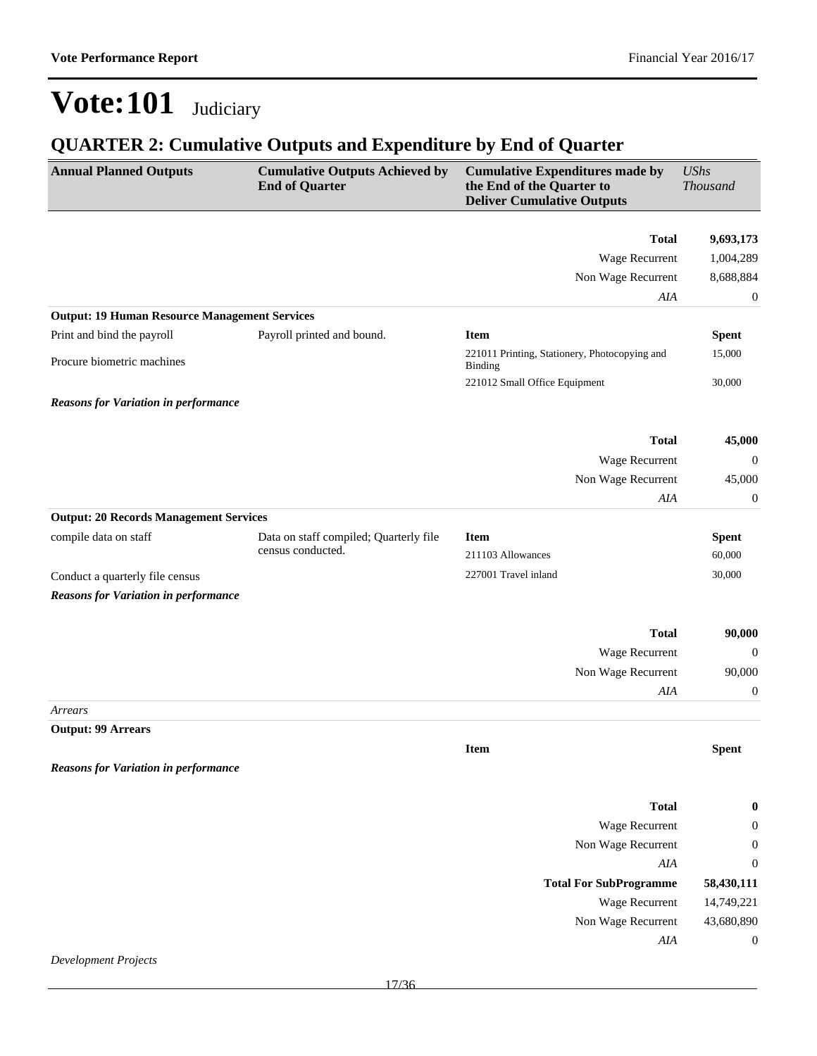# Vote:101 Judiciary

## QUARTER 2: Cumulative Outputs and Expenditure by End of Quarter

| Annual Planned Outputs | Cumulative Outputs Achieved by End of Quarter | Cumulative Expenditures made by the End of the Quarter to Deliver Cumulative Outputs | *UShs Thousand* |
|---|---|---|---|
| | | **Total** | **9,693,173** |
| | | Wage Recurrent | 1,004,289 |
| | | Non Wage Recurrent | 8,688,884 |
| | | *AIA* | 0 |
| **Output: 19 Human Resource Management Services** | | | |
| Print and bind the payroll | Payroll printed and bound. | **Item** | **Spent** |
| Procure biometric machines | | 221011 Printing, Stationery, Photocopying and Binding | 15,000 |
| | | 221012 Small Office Equipment | 30,000 |
| ***Reasons for Variation in performance*** | | | |
| | | **Total** | **45,000** |
| | | Wage Recurrent | 0 |
| | | Non Wage Recurrent | 45,000 |
| | | *AIA* | 0 |
| **Output: 20 Records Management Services** | | | |
| compile data on staff | Data on staff compiled; Quarterly file census conducted. | **Item** | **Spent** |
| | | 211103 Allowances | 60,000 |
| Conduct a quarterly file census | | 227001 Travel inland | 30,000 |
| ***Reasons for Variation in performance*** | | | |
| | | **Total** | **90,000** |
| | | Wage Recurrent | 0 |
| | | Non Wage Recurrent | 90,000 |
| | | *AIA* | 0 |
| *Arrears* | | | |
| **Output: 99 Arrears** | | | |
| | | **Item** | **Spent** |
| ***Reasons for Variation in performance*** | | | |
| | | **Total** | **0** |
| | | Wage Recurrent | 0 |
| | | Non Wage Recurrent | 0 |
| | | *AIA* | 0 |
| | | **Total For SubProgramme** | **58,430,111** |
| | | Wage Recurrent | 14,749,221 |
| | | Non Wage Recurrent | 43,680,890 |
| | | *AIA* | 0 |

*Development Projects*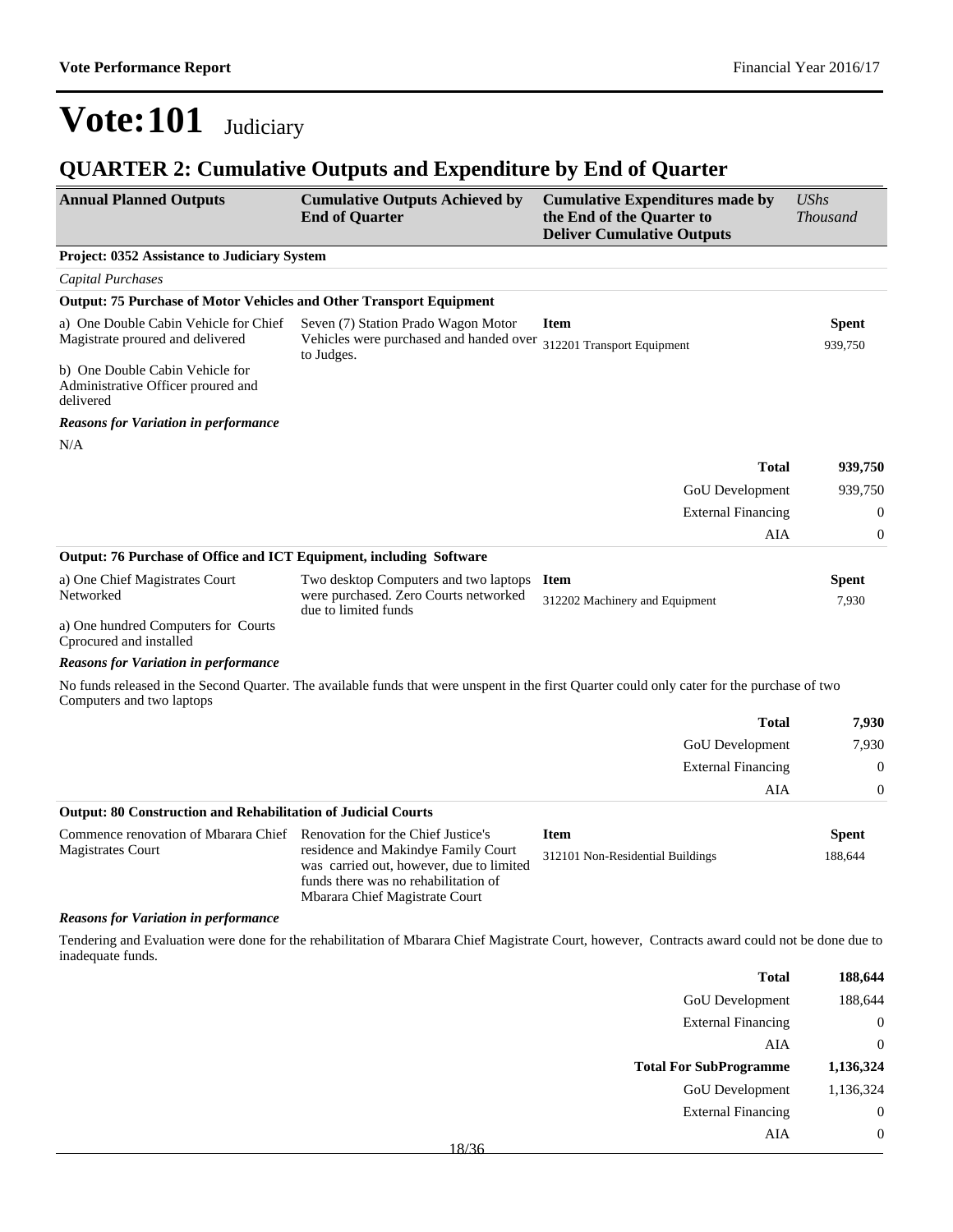# Vote:101 Judiciary

## QUARTER 2: Cumulative Outputs and Expenditure by End of Quarter

| Annual Planned Outputs | Cumulative Outputs Achieved by End of Quarter | Cumulative Expenditures made by the End of the Quarter to Deliver Cumulative Outputs | *UShs Thousand* |
|---|---|---|---|

**Project: 0352 Assistance to Judiciary System**

*Capital Purchases*

**Output: 75 Purchase of Motor Vehicles and Other Transport Equipment**

| Annual Planned Outputs | Cumulative Outputs Achieved by End of Quarter | Item | Spent |
|---|---|---|---|
| a) One Double Cabin Vehicle for Chief Magistrate proured and delivered<br><br>b) One Double Cabin Vehicle for Administrative Officer proured and delivered | Seven (7) Station Prado Wagon Motor Vehicles were purchased and handed over to Judges. | 312201 Transport Equipment | 939,750 |

***Reasons for Variation in performance***

N/A

| | |
|---|---|
| **Total** | **939,750** |
| GoU Development | 939,750 |
| External Financing | 0 |
| AIA | 0 |

**Output: 76 Purchase of Office and ICT Equipment, including Software**

| Annual Planned Outputs | Cumulative Outputs Achieved by End of Quarter | Item | Spent |
|---|---|---|---|
| a) One Chief Magistrates Court Networked<br><br>a) One hundred Computers for Courts Cprocured and installed | Two desktop Computers and two laptops were purchased. Zero Courts networked due to limited funds | 312202 Machinery and Equipment | 7,930 |

***Reasons for Variation in performance***

No funds released in the Second Quarter. The available funds that were unspent in the first Quarter could only cater for the purchase of two Computers and two laptops

| | |
|---|---|
| **Total** | **7,930** |
| GoU Development | 7,930 |
| External Financing | 0 |
| AIA | 0 |

**Output: 80 Construction and Rehabilitation of Judicial Courts**

| Annual Planned Outputs | Cumulative Outputs Achieved by End of Quarter | Item | Spent |
|---|---|---|---|
| Commence renovation of Mbarara Chief Magistrates Court | Renovation for the Chief Justice's residence and Makindye Family Court was carried out, however, due to limited funds there was no rehabilitation of Mbarara Chief Magistrate Court | 312101 Non-Residential Buildings | 188,644 |

***Reasons for Variation in performance***

Tendering and Evaluation were done for the rehabilitation of Mbarara Chief Magistrate Court, however, Contracts award could not be done due to inadequate funds.

| | |
|---|---|
| **Total** | **188,644** |
| GoU Development | 188,644 |
| External Financing | 0 |
| AIA | 0 |
| **Total For SubProgramme** | **1,136,324** |
| GoU Development | 1,136,324 |
| External Financing | 0 |
| AIA | 0 |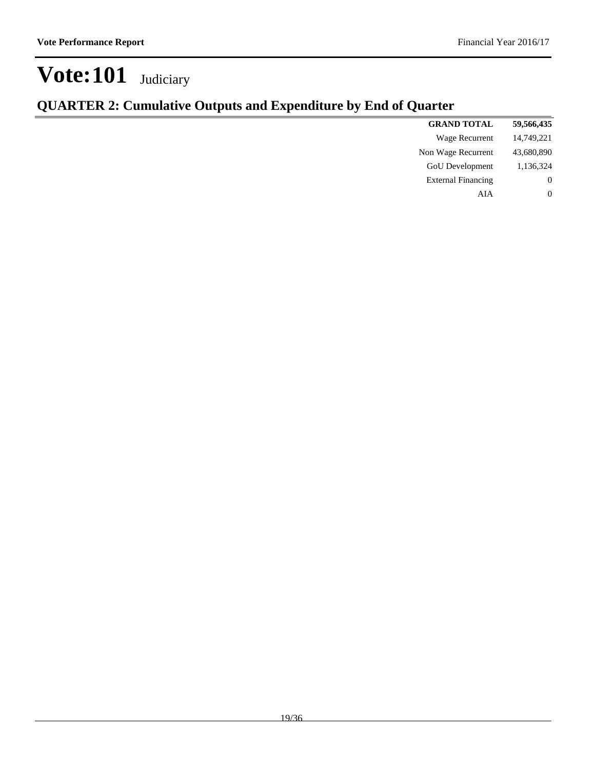# Vote:101 Judiciary

## QUARTER 2: Cumulative Outputs and Expenditure by End of Quarter

| | |
|---:|---:|
| **GRAND TOTAL** | **59,566,435** |
| Wage Recurrent | 14,749,221 |
| Non Wage Recurrent | 43,680,890 |
| GoU Development | 1,136,324 |
| External Financing | 0 |
| AIA | 0 |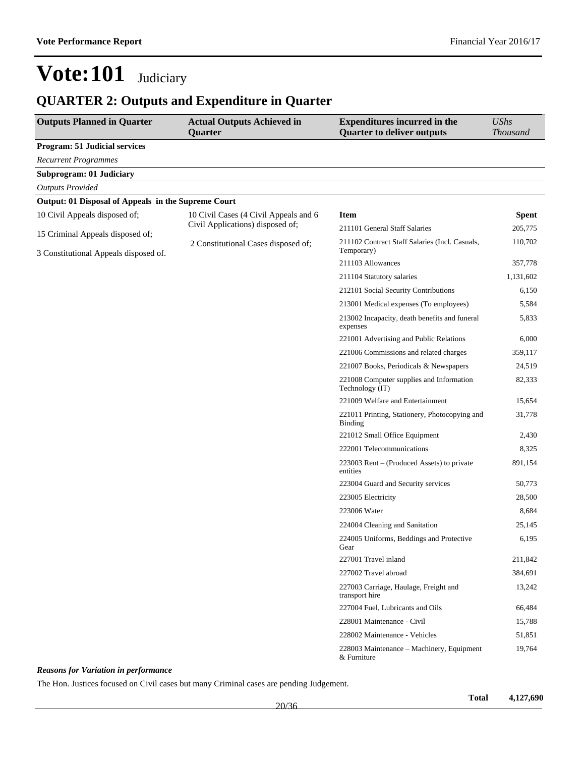# Vote:101 Judiciary

## QUARTER 2: Outputs and Expenditure in Quarter

| Outputs Planned in Quarter | Actual Outputs Achieved in Quarter | Expenditures incurred in the Quarter to deliver outputs | *UShs Thousand* |
|---|---|---|---|
| **Program: 51 Judicial services** | | | |
| *Recurrent Programmes* | | | |
| **Subprogram: 01 Judiciary** | | | |
| *Outputs Provided* | | | |
| **Output: 01 Disposal of Appeals in the Supreme Court** | | | |
| 10 Civil Appeals disposed of;<br><br>15 Criminal Appeals disposed of;<br><br>3 Constitutional Appeals disposed of. | 10 Civil Cases (4 Civil Appeals and 6 Civil Applications) disposed of;<br><br>2 Constitutional Cases disposed of; | **Item** | **Spent** |
| | | 211101 General Staff Salaries | 205,775 |
| | | 211102 Contract Staff Salaries (Incl. Casuals, Temporary) | 110,702 |
| | | 211103 Allowances | 357,778 |
| | | 211104 Statutory salaries | 1,131,602 |
| | | 212101 Social Security Contributions | 6,150 |
| | | 213001 Medical expenses (To employees) | 5,584 |
| | | 213002 Incapacity, death benefits and funeral expenses | 5,833 |
| | | 221001 Advertising and Public Relations | 6,000 |
| | | 221006 Commissions and related charges | 359,117 |
| | | 221007 Books, Periodicals & Newspapers | 24,519 |
| | | 221008 Computer supplies and Information Technology (IT) | 82,333 |
| | | 221009 Welfare and Entertainment | 15,654 |
| | | 221011 Printing, Stationery, Photocopying and Binding | 31,778 |
| | | 221012 Small Office Equipment | 2,430 |
| | | 222001 Telecommunications | 8,325 |
| | | 223003 Rent – (Produced Assets) to private entities | 891,154 |
| | | 223004 Guard and Security services | 50,773 |
| | | 223005 Electricity | 28,500 |
| | | 223006 Water | 8,684 |
| | | 224004 Cleaning and Sanitation | 25,145 |
| | | 224005 Uniforms, Beddings and Protective Gear | 6,195 |
| | | 227001 Travel inland | 211,842 |
| | | 227002 Travel abroad | 384,691 |
| | | 227003 Carriage, Haulage, Freight and transport hire | 13,242 |
| | | 227004 Fuel, Lubricants and Oils | 66,484 |
| | | 228001 Maintenance - Civil | 15,788 |
| | | 228002 Maintenance - Vehicles | 51,851 |
| | | 228003 Maintenance – Machinery, Equipment & Furniture | 19,764 |

***Reasons for Variation in performance***

The Hon. Justices focused on Civil cases but many Criminal cases are pending Judgement.

| | |
|---|---|
| **Total** | **4,127,690** |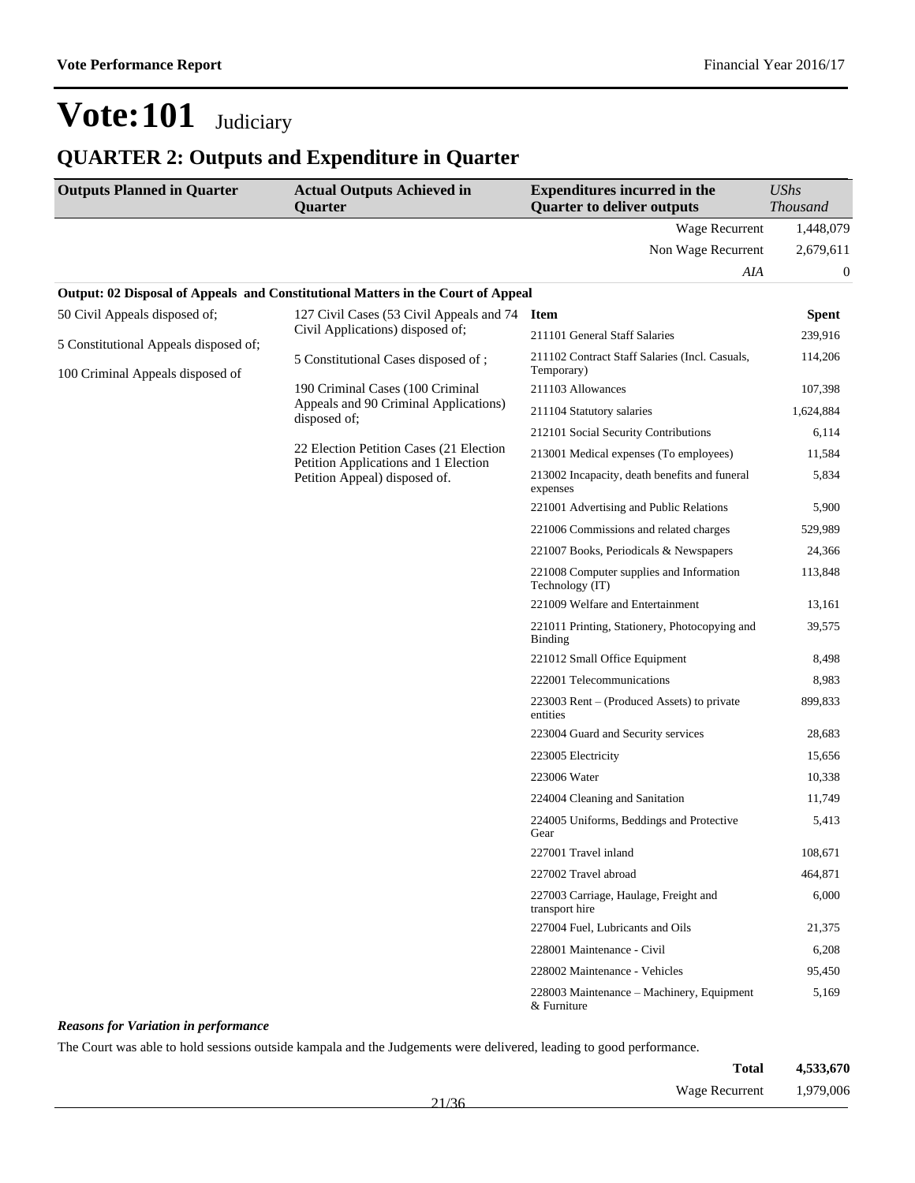# Vote:101 Judiciary

## QUARTER 2: Outputs and Expenditure in Quarter

| Outputs Planned in Quarter | Actual Outputs Achieved in Quarter | Expenditures incurred in the Quarter to deliver outputs | *UShs Thousand* |
|---|---|---|---|
| | | Wage Recurrent | 1,448,079 |
| | | Non Wage Recurrent | 2,679,611 |
| | | *AIA* | 0 |

**Output: 02 Disposal of Appeals and Constitutional Matters in the Court of Appeal**

| Outputs Planned in Quarter | Actual Outputs Achieved in Quarter | Item | Spent |
|---|---|---|---|
| 50 Civil Appeals disposed of;<br><br>5 Constitutional Appeals disposed of;<br><br>100 Criminal Appeals disposed of | 127 Civil Cases (53 Civil Appeals and 74 Civil Applications) disposed of;<br><br>5 Constitutional Cases disposed of ;<br><br>190 Criminal Cases (100 Criminal Appeals and 90 Criminal Applications) disposed of;<br><br>22 Election Petition Cases (21 Election Petition Applications and 1 Election Petition Appeal) disposed of. | 211101 General Staff Salaries | 239,916 |
| | | 211102 Contract Staff Salaries (Incl. Casuals, Temporary) | 114,206 |
| | | 211103 Allowances | 107,398 |
| | | 211104 Statutory salaries | 1,624,884 |
| | | 212101 Social Security Contributions | 6,114 |
| | | 213001 Medical expenses (To employees) | 11,584 |
| | | 213002 Incapacity, death benefits and funeral expenses | 5,834 |
| | | 221001 Advertising and Public Relations | 5,900 |
| | | 221006 Commissions and related charges | 529,989 |
| | | 221007 Books, Periodicals & Newspapers | 24,366 |
| | | 221008 Computer supplies and Information Technology (IT) | 113,848 |
| | | 221009 Welfare and Entertainment | 13,161 |
| | | 221011 Printing, Stationery, Photocopying and Binding | 39,575 |
| | | 221012 Small Office Equipment | 8,498 |
| | | 222001 Telecommunications | 8,983 |
| | | 223003 Rent – (Produced Assets) to private entities | 899,833 |
| | | 223004 Guard and Security services | 28,683 |
| | | 223005 Electricity | 15,656 |
| | | 223006 Water | 10,338 |
| | | 224004 Cleaning and Sanitation | 11,749 |
| | | 224005 Uniforms, Beddings and Protective Gear | 5,413 |
| | | 227001 Travel inland | 108,671 |
| | | 227002 Travel abroad | 464,871 |
| | | 227003 Carriage, Haulage, Freight and transport hire | 6,000 |
| | | 227004 Fuel, Lubricants and Oils | 21,375 |
| | | 228001 Maintenance - Civil | 6,208 |
| | | 228002 Maintenance - Vehicles | 95,450 |
| | | 228003 Maintenance – Machinery, Equipment & Furniture | 5,169 |

***Reasons for Variation in performance***

The Court was able to hold sessions outside kampala and the Judgements were delivered, leading to good performance.

| | |
|---|---|
| **Total** | **4,533,670** |
| Wage Recurrent | 1,979,006 |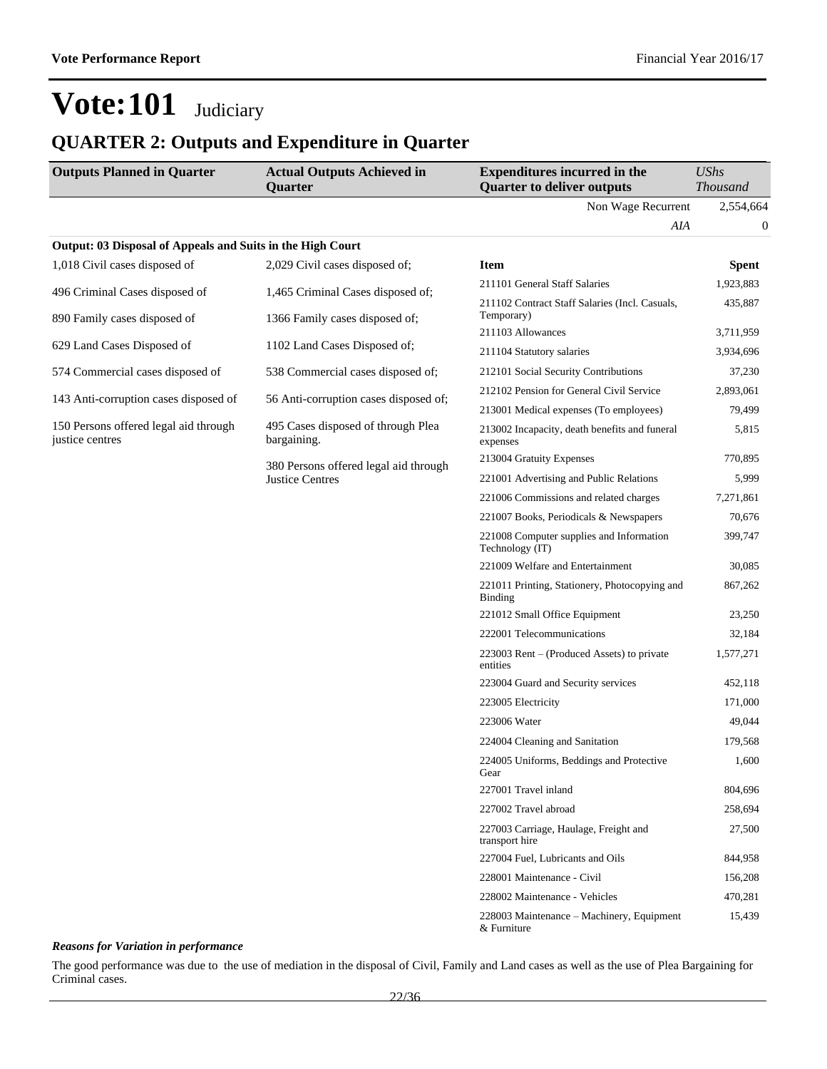# Vote:101 Judiciary

## QUARTER 2: Outputs and Expenditure in Quarter

| Outputs Planned in Quarter | Actual Outputs Achieved in Quarter | Expenditures incurred in the Quarter to deliver outputs | *UShs Thousand* |
|---|---|---|---|
| | | Non Wage Recurrent | 2,554,664 |
| | | *AIA* | 0 |

**Output: 03 Disposal of Appeals and Suits in the High Court**

| Outputs Planned in Quarter | Actual Outputs Achieved in Quarter | Item | Spent |
|---|---|---|---|
| 1,018 Civil cases disposed of | 2,029 Civil cases disposed of; | 211101 General Staff Salaries | 1,923,883 |
| 496 Criminal Cases disposed of | 1,465 Criminal Cases disposed of; | 211102 Contract Staff Salaries (Incl. Casuals, Temporary) | 435,887 |
| 890 Family cases disposed of | 1366 Family cases disposed of; | 211103 Allowances | 3,711,959 |
| 629 Land Cases Disposed of | 1102 Land Cases Disposed of; | 211104 Statutory salaries | 3,934,696 |
| 574 Commercial cases disposed of | 538 Commercial cases disposed of; | 212101 Social Security Contributions | 37,230 |
| 143 Anti-corruption cases disposed of | 56 Anti-corruption cases disposed of; | 212102 Pension for General Civil Service | 2,893,061 |
| 150 Persons offered legal aid through justice centres | 495 Cases disposed of through Plea bargaining. | 213001 Medical expenses (To employees) | 79,499 |
| | 380 Persons offered legal aid through Justice Centres | 213002 Incapacity, death benefits and funeral expenses | 5,815 |
| | | 213004 Gratuity Expenses | 770,895 |
| | | 221001 Advertising and Public Relations | 5,999 |
| | | 221006 Commissions and related charges | 7,271,861 |
| | | 221007 Books, Periodicals & Newspapers | 70,676 |
| | | 221008 Computer supplies and Information Technology (IT) | 399,747 |
| | | 221009 Welfare and Entertainment | 30,085 |
| | | 221011 Printing, Stationery, Photocopying and Binding | 867,262 |
| | | 221012 Small Office Equipment | 23,250 |
| | | 222001 Telecommunications | 32,184 |
| | | 223003 Rent – (Produced Assets) to private entities | 1,577,271 |
| | | 223004 Guard and Security services | 452,118 |
| | | 223005 Electricity | 171,000 |
| | | 223006 Water | 49,044 |
| | | 224004 Cleaning and Sanitation | 179,568 |
| | | 224005 Uniforms, Beddings and Protective Gear | 1,600 |
| | | 227001 Travel inland | 804,696 |
| | | 227002 Travel abroad | 258,694 |
| | | 227003 Carriage, Haulage, Freight and transport hire | 27,500 |
| | | 227004 Fuel, Lubricants and Oils | 844,958 |
| | | 228001 Maintenance - Civil | 156,208 |
| | | 228002 Maintenance - Vehicles | 470,281 |
| | | 228003 Maintenance – Machinery, Equipment & Furniture | 15,439 |

***Reasons for Variation in performance***

The good performance was due to the use of mediation in the disposal of Civil, Family and Land cases as well as the use of Plea Bargaining for Criminal cases.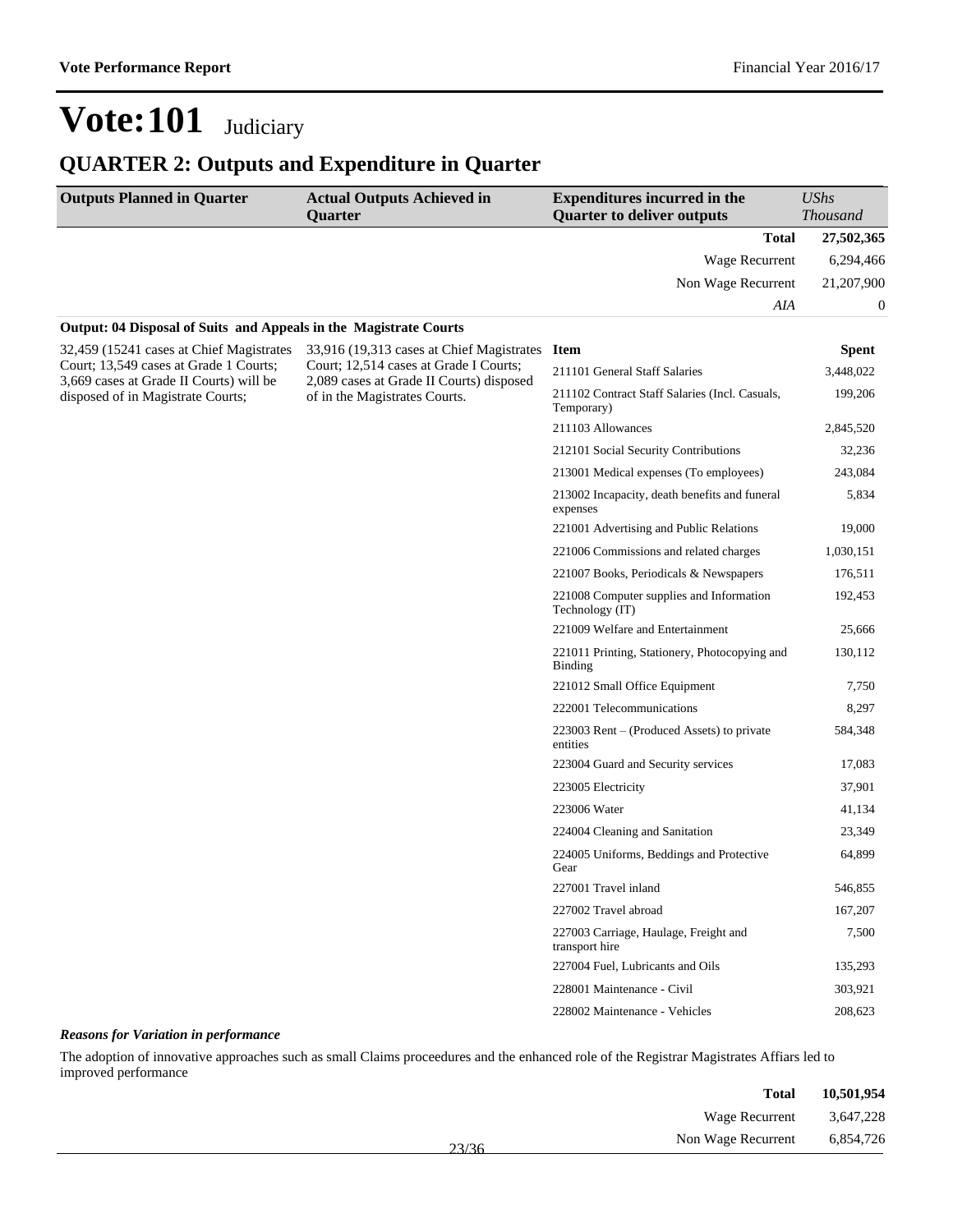# Vote:101 Judiciary

## QUARTER 2: Outputs and Expenditure in Quarter

| Outputs Planned in Quarter | Actual Outputs Achieved in Quarter | Expenditures incurred in the Quarter to deliver outputs | *UShs Thousand* |
|---|---|---|---|
| | | **Total** | **27,502,365** |
| | | Wage Recurrent | 6,294,466 |
| | | Non Wage Recurrent | 21,207,900 |
| | | *AIA* | 0 |

**Output: 04 Disposal of Suits and Appeals in the Magistrate Courts**

| Outputs Planned in Quarter | Actual Outputs Achieved in Quarter | Item | Spent |
|---|---|---|---|
| 32,459 (15241 cases at Chief Magistrates Court; 13,549 cases at Grade 1 Courts; 3,669 cases at Grade II Courts) will be disposed of in Magistrate Courts; | 33,916 (19,313 cases at Chief Magistrates Court; 12,514 cases at Grade I Courts; 2,089 cases at Grade II Courts) disposed of in the Magistrates Courts. | 211101 General Staff Salaries | 3,448,022 |
| | | 211102 Contract Staff Salaries (Incl. Casuals, Temporary) | 199,206 |
| | | 211103 Allowances | 2,845,520 |
| | | 212101 Social Security Contributions | 32,236 |
| | | 213001 Medical expenses (To employees) | 243,084 |
| | | 213002 Incapacity, death benefits and funeral expenses | 5,834 |
| | | 221001 Advertising and Public Relations | 19,000 |
| | | 221006 Commissions and related charges | 1,030,151 |
| | | 221007 Books, Periodicals & Newspapers | 176,511 |
| | | 221008 Computer supplies and Information Technology (IT) | 192,453 |
| | | 221009 Welfare and Entertainment | 25,666 |
| | | 221011 Printing, Stationery, Photocopying and Binding | 130,112 |
| | | 221012 Small Office Equipment | 7,750 |
| | | 222001 Telecommunications | 8,297 |
| | | 223003 Rent – (Produced Assets) to private entities | 584,348 |
| | | 223004 Guard and Security services | 17,083 |
| | | 223005 Electricity | 37,901 |
| | | 223006 Water | 41,134 |
| | | 224004 Cleaning and Sanitation | 23,349 |
| | | 224005 Uniforms, Beddings and Protective Gear | 64,899 |
| | | 227001 Travel inland | 546,855 |
| | | 227002 Travel abroad | 167,207 |
| | | 227003 Carriage, Haulage, Freight and transport hire | 7,500 |
| | | 227004 Fuel, Lubricants and Oils | 135,293 |
| | | 228001 Maintenance - Civil | 303,921 |
| | | 228002 Maintenance - Vehicles | 208,623 |

***Reasons for Variation in performance***

The adoption of innovative approaches such as small Claims proceedures and the enhanced role of the Registrar Magistrates Affiars led to improved performance

| | |
|---|---|
| **Total** | **10,501,954** |
| Wage Recurrent | 3,647,228 |
| Non Wage Recurrent | 6,854,726 |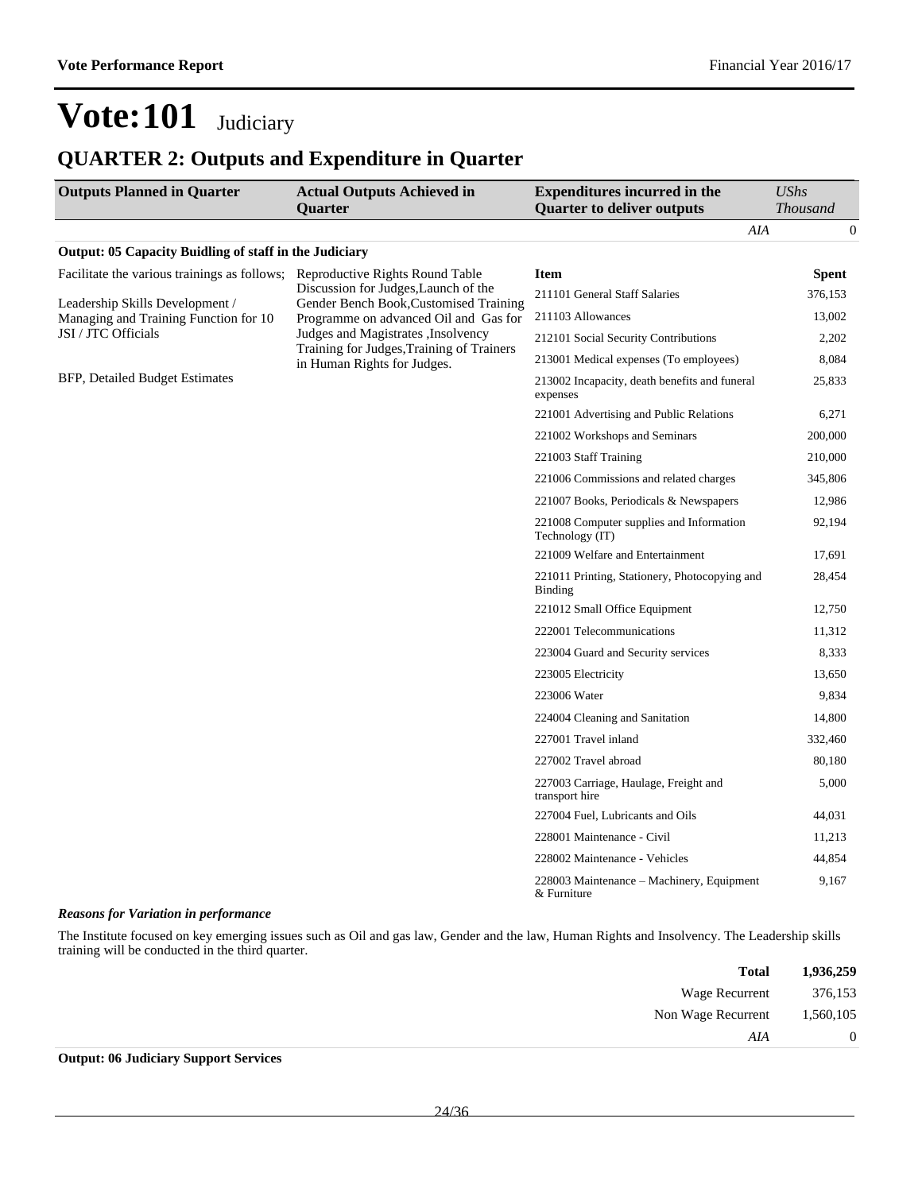# Vote:101 Judiciary

## QUARTER 2: Outputs and Expenditure in Quarter

| Outputs Planned in Quarter | Actual Outputs Achieved in Quarter | Expenditures incurred in the Quarter to deliver outputs | UShs Thousand |
|---|---|---|---|
| | | *AIA* | 0 |

**Output: 05 Capacity Buidling of staff in the Judiciary**

| Outputs Planned in Quarter | Actual Outputs Achieved in Quarter | Item | Spent |
|---|---|---|---|
| Facilitate the various trainings as follows;<br><br>Leadership Skills Development / Managing and Training Function for 10 JSI / JTC Officials<br><br>BFP, Detailed Budget Estimates | Reproductive Rights Round Table Discussion for Judges,Launch of the Gender Bench Book,Customised Training Programme on advanced Oil and Gas for Judges and Magistrates ,Insolvency Training for Judges,Training of Trainers in Human Rights for Judges. | 211101 General Staff Salaries | 376,153 |
| | | 211103 Allowances | 13,002 |
| | | 212101 Social Security Contributions | 2,202 |
| | | 213001 Medical expenses (To employees) | 8,084 |
| | | 213002 Incapacity, death benefits and funeral expenses | 25,833 |
| | | 221001 Advertising and Public Relations | 6,271 |
| | | 221002 Workshops and Seminars | 200,000 |
| | | 221003 Staff Training | 210,000 |
| | | 221006 Commissions and related charges | 345,806 |
| | | 221007 Books, Periodicals & Newspapers | 12,986 |
| | | 221008 Computer supplies and Information Technology (IT) | 92,194 |
| | | 221009 Welfare and Entertainment | 17,691 |
| | | 221011 Printing, Stationery, Photocopying and Binding | 28,454 |
| | | 221012 Small Office Equipment | 12,750 |
| | | 222001 Telecommunications | 11,312 |
| | | 223004 Guard and Security services | 8,333 |
| | | 223005 Electricity | 13,650 |
| | | 223006 Water | 9,834 |
| | | 224004 Cleaning and Sanitation | 14,800 |
| | | 227001 Travel inland | 332,460 |
| | | 227002 Travel abroad | 80,180 |
| | | 227003 Carriage, Haulage, Freight and transport hire | 5,000 |
| | | 227004 Fuel, Lubricants and Oils | 44,031 |
| | | 228001 Maintenance - Civil | 11,213 |
| | | 228002 Maintenance - Vehicles | 44,854 |
| | | 228003 Maintenance – Machinery, Equipment & Furniture | 9,167 |

***Reasons for Variation in performance***

The Institute focused on key emerging issues such as Oil and gas law, Gender and the law, Human Rights and Insolvency. The Leadership skills training will be conducted in the third quarter.

| | |
|---|---|
| **Total** | **1,936,259** |
| Wage Recurrent | 376,153 |
| Non Wage Recurrent | 1,560,105 |
| *AIA* | 0 |

**Output: 06 Judiciary Support Services**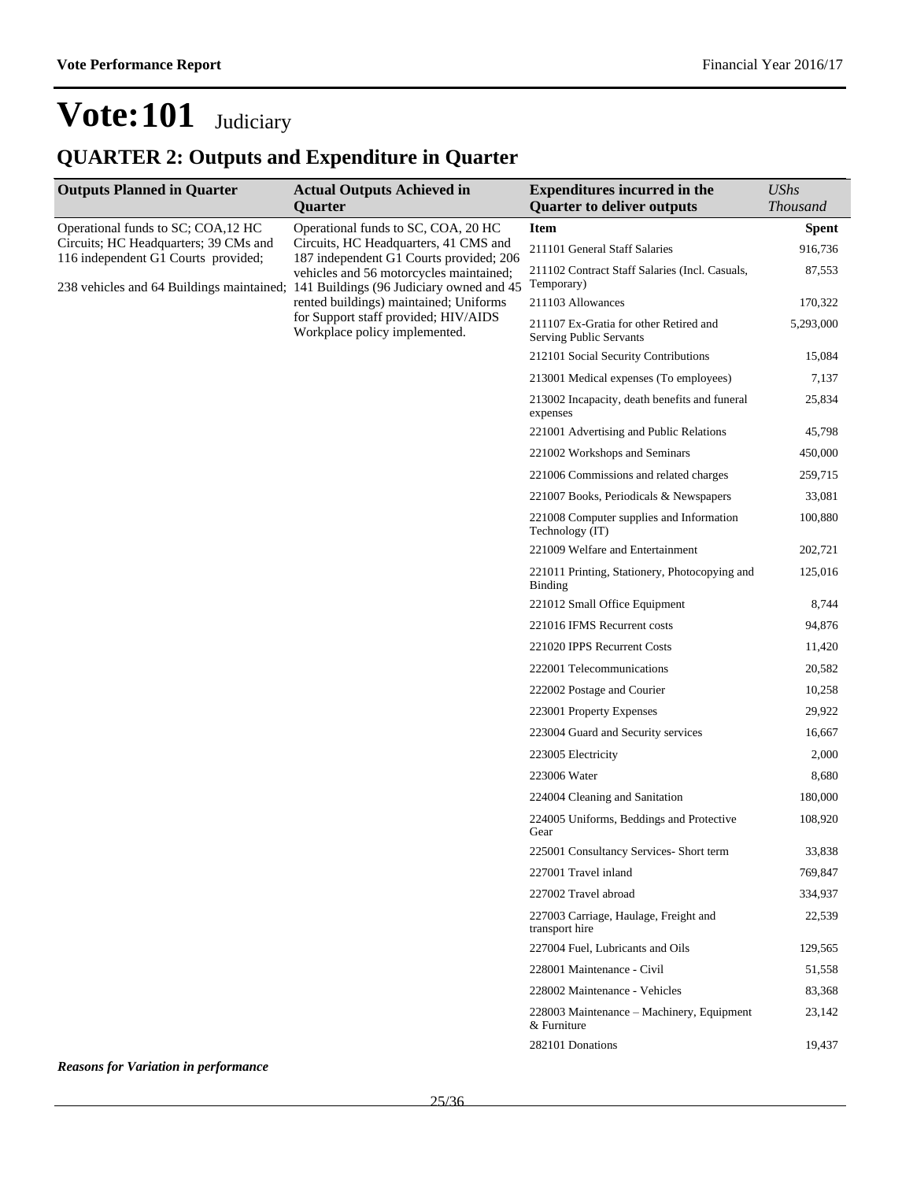# Vote:101 Judiciary

## QUARTER 2: Outputs and Expenditure in Quarter

| Outputs Planned in Quarter | Actual Outputs Achieved in Quarter | Expenditures incurred in the Quarter to deliver outputs | UShs Thousand |
|---|---|---|---|
| Operational funds to SC; COA,12 HC Circuits; HC Headquarters; 39 CMs and 116 independent G1 Courts provided;<br><br>238 vehicles and 64 Buildings maintained; | Operational funds to SC, COA, 20 HC Circuits, HC Headquarters, 41 CMS and 187 independent G1 Courts provided; 206 vehicles and 56 motorcycles maintained; 141 Buildings (96 Judiciary owned and 45 rented buildings) maintained; Uniforms for Support staff provided; HIV/AIDS Workplace policy implemented. | **Item** | **Spent** |
| | | 211101 General Staff Salaries | 916,736 |
| | | 211102 Contract Staff Salaries (Incl. Casuals, Temporary) | 87,553 |
| | | 211103 Allowances | 170,322 |
| | | 211107 Ex-Gratia for other Retired and Serving Public Servants | 5,293,000 |
| | | 212101 Social Security Contributions | 15,084 |
| | | 213001 Medical expenses (To employees) | 7,137 |
| | | 213002 Incapacity, death benefits and funeral expenses | 25,834 |
| | | 221001 Advertising and Public Relations | 45,798 |
| | | 221002 Workshops and Seminars | 450,000 |
| | | 221006 Commissions and related charges | 259,715 |
| | | 221007 Books, Periodicals & Newspapers | 33,081 |
| | | 221008 Computer supplies and Information Technology (IT) | 100,880 |
| | | 221009 Welfare and Entertainment | 202,721 |
| | | 221011 Printing, Stationery, Photocopying and Binding | 125,016 |
| | | 221012 Small Office Equipment | 8,744 |
| | | 221016 IFMS Recurrent costs | 94,876 |
| | | 221020 IPPS Recurrent Costs | 11,420 |
| | | 222001 Telecommunications | 20,582 |
| | | 222002 Postage and Courier | 10,258 |
| | | 223001 Property Expenses | 29,922 |
| | | 223004 Guard and Security services | 16,667 |
| | | 223005 Electricity | 2,000 |
| | | 223006 Water | 8,680 |
| | | 224004 Cleaning and Sanitation | 180,000 |
| | | 224005 Uniforms, Beddings and Protective Gear | 108,920 |
| | | 225001 Consultancy Services- Short term | 33,838 |
| | | 227001 Travel inland | 769,847 |
| | | 227002 Travel abroad | 334,937 |
| | | 227003 Carriage, Haulage, Freight and transport hire | 22,539 |
| | | 227004 Fuel, Lubricants and Oils | 129,565 |
| | | 228001 Maintenance - Civil | 51,558 |
| | | 228002 Maintenance - Vehicles | 83,368 |
| | | 228003 Maintenance – Machinery, Equipment & Furniture | 23,142 |
| | | 282101 Donations | 19,437 |

***Reasons for Variation in performance***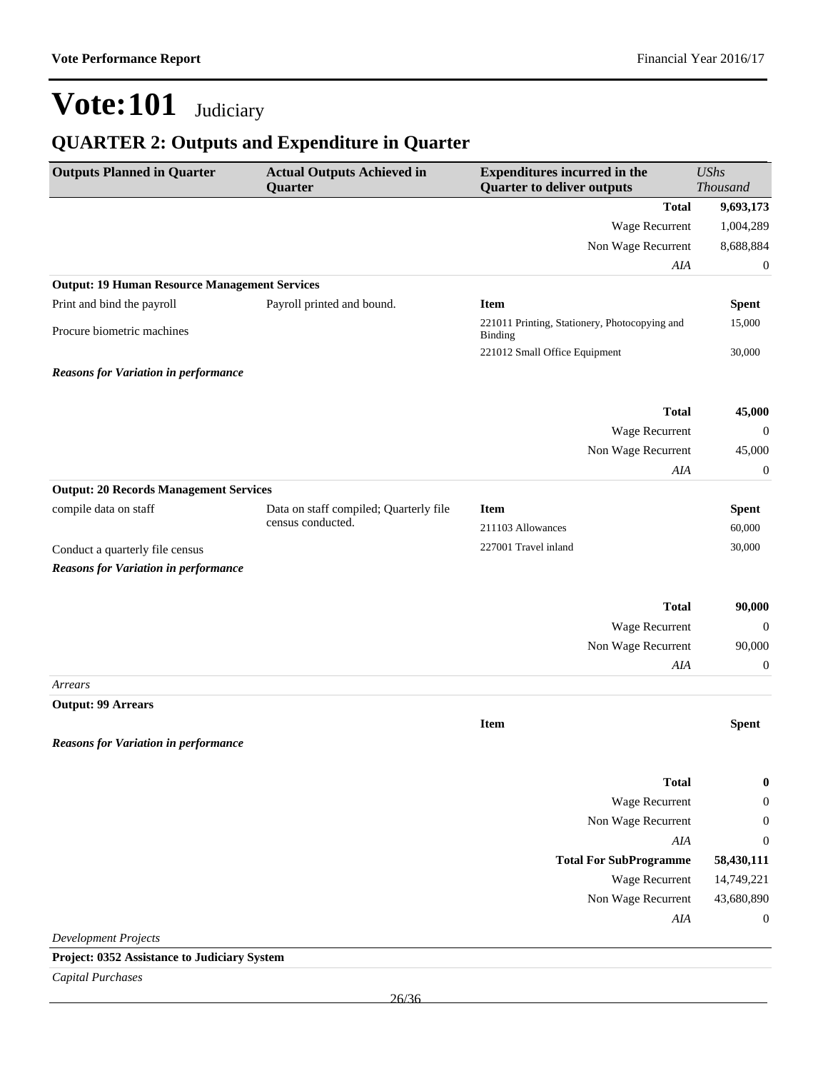# Vote:101 Judiciary

## QUARTER 2: Outputs and Expenditure in Quarter

| Outputs Planned in Quarter | Actual Outputs Achieved in Quarter | Expenditures incurred in the Quarter to deliver outputs | *UShs Thousand* |
|---|---|---|---|
| | | **Total** | **9,693,173** |
| | | Wage Recurrent | 1,004,289 |
| | | Non Wage Recurrent | 8,688,884 |
| | | *AIA* | 0 |
| **Output: 19 Human Resource Management Services** | | | |
| Print and bind the payroll | Payroll printed and bound. | **Item** | **Spent** |
| Procure biometric machines | | 221011 Printing, Stationery, Photocopying and Binding | 15,000 |
| | | 221012 Small Office Equipment | 30,000 |
| ***Reasons for Variation in performance*** | | | |
| | | **Total** | **45,000** |
| | | Wage Recurrent | 0 |
| | | Non Wage Recurrent | 45,000 |
| | | *AIA* | 0 |
| **Output: 20 Records Management Services** | | | |
| compile data on staff | Data on staff compiled; Quarterly file census conducted. | **Item** | **Spent** |
| | | 211103 Allowances | 60,000 |
| Conduct a quarterly file census | | 227001 Travel inland | 30,000 |
| ***Reasons for Variation in performance*** | | | |
| | | **Total** | **90,000** |
| | | Wage Recurrent | 0 |
| | | Non Wage Recurrent | 90,000 |
| | | *AIA* | 0 |
| *Arrears* | | | |
| **Output: 99 Arrears** | | | |
| | | **Item** | **Spent** |
| ***Reasons for Variation in performance*** | | | |
| | | **Total** | **0** |
| | | Wage Recurrent | 0 |
| | | Non Wage Recurrent | 0 |
| | | *AIA* | 0 |
| | | **Total For SubProgramme** | **58,430,111** |
| | | Wage Recurrent | 14,749,221 |
| | | Non Wage Recurrent | 43,680,890 |
| | | *AIA* | 0 |

*Development Projects*

**Project: 0352 Assistance to Judiciary System**

*Capital Purchases*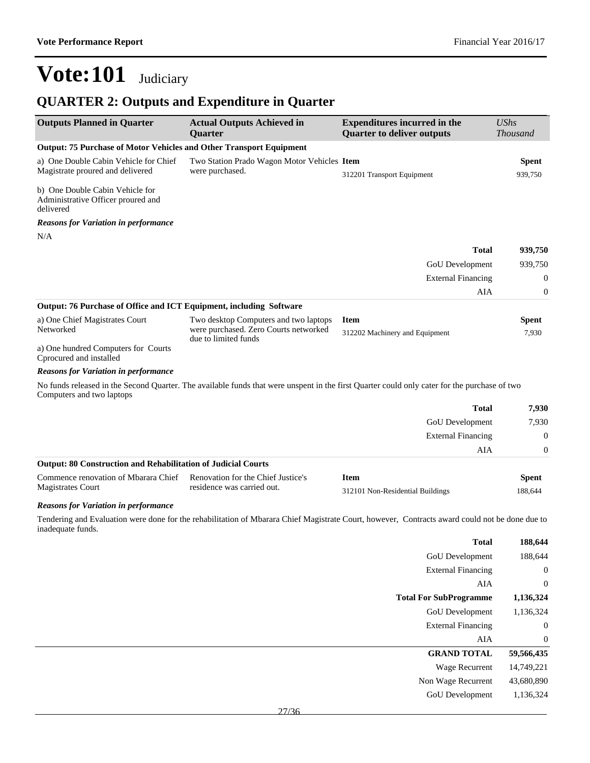# Vote:101 Judiciary

## QUARTER 2: Outputs and Expenditure in Quarter

| Outputs Planned in Quarter | Actual Outputs Achieved in Quarter | Expenditures incurred in the Quarter to deliver outputs | *UShs Thousand* |
|---|---|---|---|
| **Output: 75 Purchase of Motor Vehicles and Other Transport Equipment** | | | |
| a) One Double Cabin Vehicle for Chief Magistrate proured and delivered | Two Station Prado Wagon Motor Vehicles were purchased. | **Item** | **Spent** |
| b) One Double Cabin Vehicle for Administrative Officer proured and delivered | | 312201 Transport Equipment | 939,750 |

***Reasons for Variation in performance***

N/A

| | |
|---|---|
| **Total** | **939,750** |
| GoU Development | 939,750 |
| External Financing | 0 |
| AIA | 0 |

| Outputs Planned in Quarter | Actual Outputs Achieved in Quarter | Expenditures incurred in the Quarter to deliver outputs | *UShs Thousand* |
|---|---|---|---|
| **Output: 76 Purchase of Office and ICT Equipment, including Software** | | | |
| a) One Chief Magistrates Court Networked | Two desktop Computers and two laptops were purchased. Zero Courts networked due to limited funds | **Item** | **Spent** |
| a) One hundred Computers for Courts Cprocured and installed | | 312202 Machinery and Equipment | 7,930 |

***Reasons for Variation in performance***

No funds released in the Second Quarter. The available funds that were unspent in the first Quarter could only cater for the purchase of two Computers and two laptops

| | |
|---|---|
| **Total** | **7,930** |
| GoU Development | 7,930 |
| External Financing | 0 |
| AIA | 0 |

| Outputs Planned in Quarter | Actual Outputs Achieved in Quarter | Expenditures incurred in the Quarter to deliver outputs | *UShs Thousand* |
|---|---|---|---|
| **Output: 80 Construction and Rehabilitation of Judicial Courts** | | | |
| Commence renovation of Mbarara Chief Magistrates Court | Renovation for the Chief Justice's residence was carried out. | **Item** | **Spent** |
| | | 312101 Non-Residential Buildings | 188,644 |

***Reasons for Variation in performance***

Tendering and Evaluation were done for the rehabilitation of Mbarara Chief Magistrate Court, however, Contracts award could not be done due to inadequate funds.

| | |
|---|---|
| **Total** | **188,644** |
| GoU Development | 188,644 |
| External Financing | 0 |
| AIA | 0 |
| **Total For SubProgramme** | **1,136,324** |
| GoU Development | 1,136,324 |
| External Financing | 0 |
| AIA | 0 |
| **GRAND TOTAL** | **59,566,435** |
| Wage Recurrent | 14,749,221 |
| Non Wage Recurrent | 43,680,890 |
| GoU Development | 1,136,324 |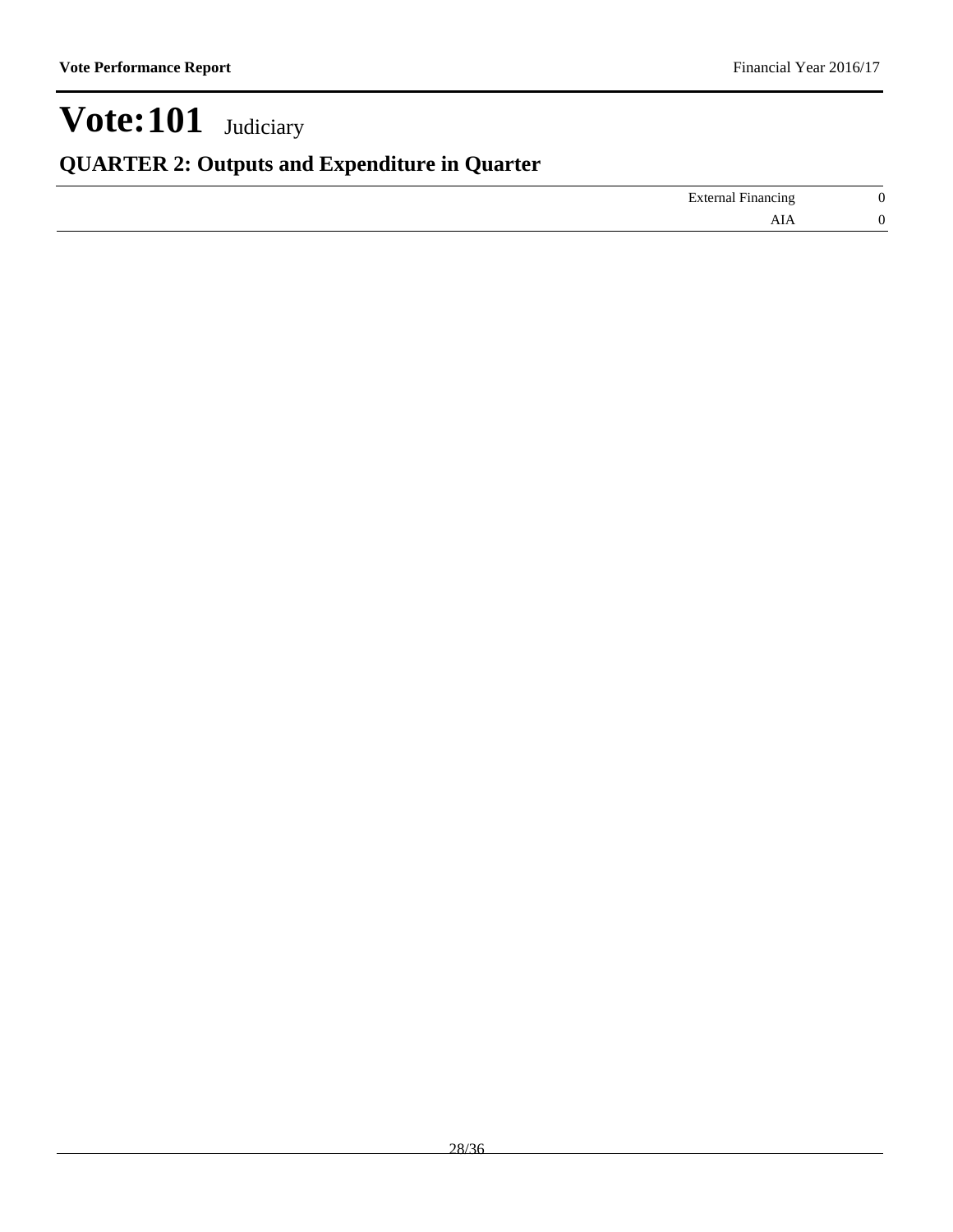# Vote:101 Judiciary

## QUARTER 2: Outputs and Expenditure in Quarter

| | |
|---|---|
| External Financing | 0 |
| AIA | 0 |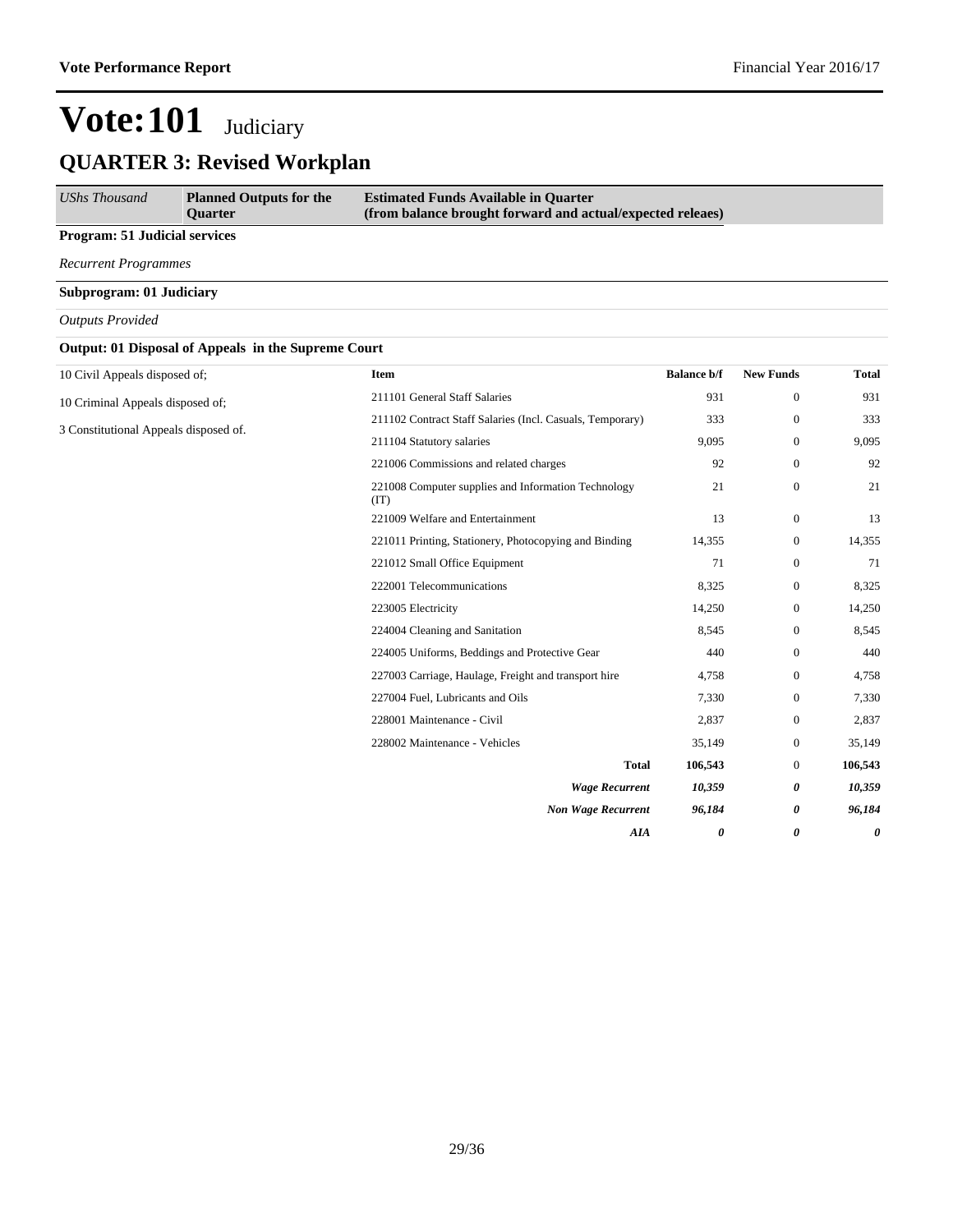# Vote:101 Judiciary

## QUARTER 3: Revised Workplan

| *UShs Thousand* | **Planned Outputs for the Quarter** | **Estimated Funds Available in Quarter (from balance brought forward and actual/expected releaes)** |
|---|---|---|

**Program: 51 Judicial services**

*Recurrent Programmes*

**Subprogram: 01 Judiciary**

*Outputs Provided*

**Output: 01 Disposal of Appeals in the Supreme Court**

10 Civil Appeals disposed of;

10 Criminal Appeals disposed of;

3 Constitutional Appeals disposed of.

| Item | Balance b/f | New Funds | Total |
|---|---|---|---|
| 211101 General Staff Salaries | 931 | 0 | 931 |
| 211102 Contract Staff Salaries (Incl. Casuals, Temporary) | 333 | 0 | 333 |
| 211104 Statutory salaries | 9,095 | 0 | 9,095 |
| 221006 Commissions and related charges | 92 | 0 | 92 |
| 221008 Computer supplies and Information Technology (IT) | 21 | 0 | 21 |
| 221009 Welfare and Entertainment | 13 | 0 | 13 |
| 221011 Printing, Stationery, Photocopying and Binding | 14,355 | 0 | 14,355 |
| 221012 Small Office Equipment | 71 | 0 | 71 |
| 222001 Telecommunications | 8,325 | 0 | 8,325 |
| 223005 Electricity | 14,250 | 0 | 14,250 |
| 224004 Cleaning and Sanitation | 8,545 | 0 | 8,545 |
| 224005 Uniforms, Beddings and Protective Gear | 440 | 0 | 440 |
| 227003 Carriage, Haulage, Freight and transport hire | 4,758 | 0 | 4,758 |
| 227004 Fuel, Lubricants and Oils | 7,330 | 0 | 7,330 |
| 228001 Maintenance - Civil | 2,837 | 0 | 2,837 |
| 228002 Maintenance - Vehicles | 35,149 | 0 | 35,149 |
| **Total** | **106,543** | 0 | **106,543** |
| ***Wage Recurrent*** | ***10,359*** | ***0*** | ***10,359*** |
| ***Non Wage Recurrent*** | ***96,184*** | ***0*** | ***96,184*** |
| ***AIA*** | ***0*** | ***0*** | ***0*** |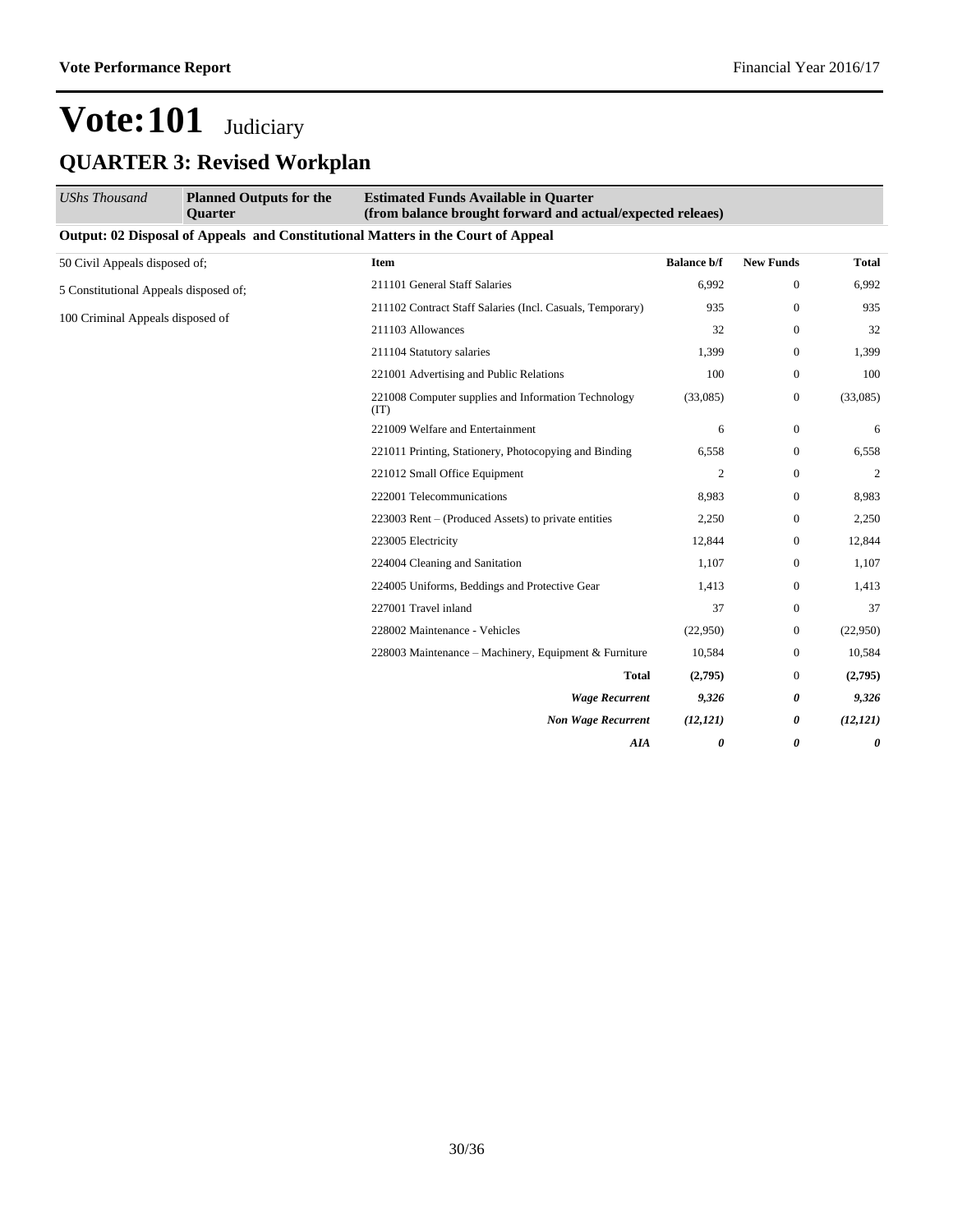# Vote:101 Judiciary

## QUARTER 3: Revised Workplan

| *UShs Thousand* | **Planned Outputs for the Quarter** | **Estimated Funds Available in Quarter (from balance brought forward and actual/expected releaes)** | | | |
|---|---|---|---|---|---|
| **Output: 02 Disposal of Appeals and Constitutional Matters in the Court of Appeal** | | | | | |
| 50 Civil Appeals disposed of; | | **Item** | **Balance b/f** | **New Funds** | **Total** |
| 5 Constitutional Appeals disposed of; | | 211101 General Staff Salaries | 6,992 | 0 | 6,992 |
| 100 Criminal Appeals disposed of | | 211102 Contract Staff Salaries (Incl. Casuals, Temporary) | 935 | 0 | 935 |
| | | 211103 Allowances | 32 | 0 | 32 |
| | | 211104 Statutory salaries | 1,399 | 0 | 1,399 |
| | | 221001 Advertising and Public Relations | 100 | 0 | 100 |
| | | 221008 Computer supplies and Information Technology (IT) | (33,085) | 0 | (33,085) |
| | | 221009 Welfare and Entertainment | 6 | 0 | 6 |
| | | 221011 Printing, Stationery, Photocopying and Binding | 6,558 | 0 | 6,558 |
| | | 221012 Small Office Equipment | 2 | 0 | 2 |
| | | 222001 Telecommunications | 8,983 | 0 | 8,983 |
| | | 223003 Rent – (Produced Assets) to private entities | 2,250 | 0 | 2,250 |
| | | 223005 Electricity | 12,844 | 0 | 12,844 |
| | | 224004 Cleaning and Sanitation | 1,107 | 0 | 1,107 |
| | | 224005 Uniforms, Beddings and Protective Gear | 1,413 | 0 | 1,413 |
| | | 227001 Travel inland | 37 | 0 | 37 |
| | | 228002 Maintenance - Vehicles | (22,950) | 0 | (22,950) |
| | | 228003 Maintenance – Machinery, Equipment & Furniture | 10,584 | 0 | 10,584 |
| | | **Total** | **(2,795)** | 0 | **(2,795)** |
| | | ***Wage Recurrent*** | ***9,326*** | ***0*** | ***9,326*** |
| | | ***Non Wage Recurrent*** | ***(12,121)*** | ***0*** | ***(12,121)*** |
| | | ***AIA*** | ***0*** | ***0*** | ***0*** |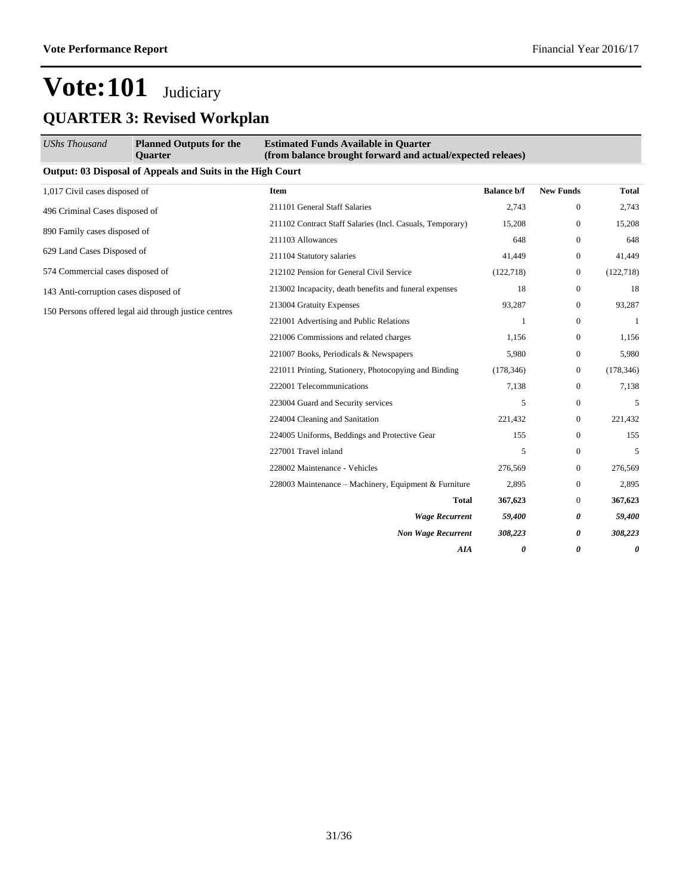# Vote:101 Judiciary

## QUARTER 3: Revised Workplan

| *UShs Thousand* | **Planned Outputs for the Quarter** | **Estimated Funds Available in Quarter (from balance brought forward and actual/expected releaes)** | | | |
|---|---|---|---|---|---|

**Output: 03 Disposal of Appeals and Suits in the High Court**

| Planned Outputs | Item | Balance b/f | New Funds | Total |
|---|---|---|---|---|
| 1,017 Civil cases disposed of | 211101 General Staff Salaries | 2,743 | 0 | 2,743 |
| 496 Criminal Cases disposed of | 211102 Contract Staff Salaries (Incl. Casuals, Temporary) | 15,208 | 0 | 15,208 |
| 890 Family cases disposed of | 211103 Allowances | 648 | 0 | 648 |
| 629 Land Cases Disposed of | 211104 Statutory salaries | 41,449 | 0 | 41,449 |
| 574 Commercial cases disposed of | 212102 Pension for General Civil Service | (122,718) | 0 | (122,718) |
| 143 Anti-corruption cases disposed of | 213002 Incapacity, death benefits and funeral expenses | 18 | 0 | 18 |
| 150 Persons offered legal aid through justice centres | 213004 Gratuity Expenses | 93,287 | 0 | 93,287 |
| | 221001 Advertising and Public Relations | 1 | 0 | 1 |
| | 221006 Commissions and related charges | 1,156 | 0 | 1,156 |
| | 221007 Books, Periodicals & Newspapers | 5,980 | 0 | 5,980 |
| | 221011 Printing, Stationery, Photocopying and Binding | (178,346) | 0 | (178,346) |
| | 222001 Telecommunications | 7,138 | 0 | 7,138 |
| | 223004 Guard and Security services | 5 | 0 | 5 |
| | 224004 Cleaning and Sanitation | 221,432 | 0 | 221,432 |
| | 224005 Uniforms, Beddings and Protective Gear | 155 | 0 | 155 |
| | 227001 Travel inland | 5 | 0 | 5 |
| | 228002 Maintenance - Vehicles | 276,569 | 0 | 276,569 |
| | 228003 Maintenance – Machinery, Equipment & Furniture | 2,895 | 0 | 2,895 |
| | **Total** | **367,623** | 0 | **367,623** |
| | ***Wage Recurrent*** | ***59,400*** | ***0*** | ***59,400*** |
| | ***Non Wage Recurrent*** | ***308,223*** | ***0*** | ***308,223*** |
| | ***AIA*** | ***0*** | ***0*** | ***0*** |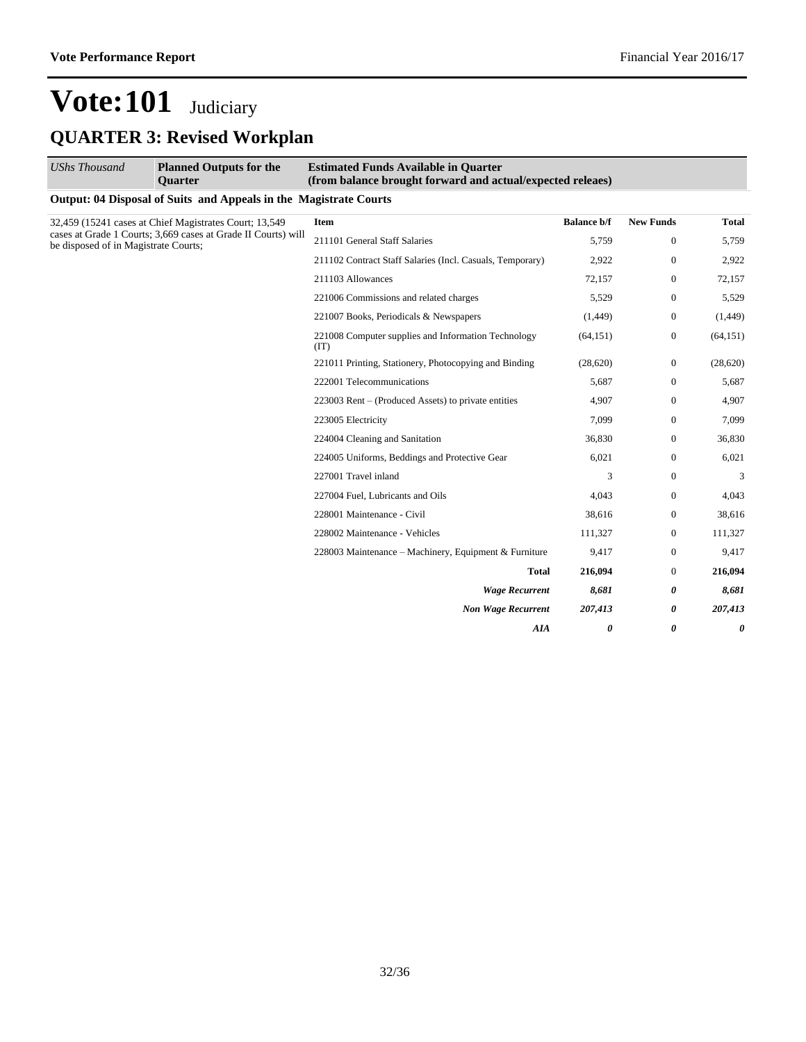# Vote:101 Judiciary

## QUARTER 3: Revised Workplan

| *UShs Thousand* | **Planned Outputs for the Quarter** | **Estimated Funds Available in Quarter (from balance brought forward and actual/expected releaes)** | | | |
|---|---|---|---|---|---|

**Output: 04 Disposal of Suits and Appeals in the Magistrate Courts**

| Planned Outputs | Item | Balance b/f | New Funds | Total |
|---|---|---|---|---|
| 32,459 (15241 cases at Chief Magistrates Court; 13,549 cases at Grade 1 Courts; 3,669 cases at Grade II Courts) will be disposed of in Magistrate Courts; | 211101 General Staff Salaries | 5,759 | 0 | 5,759 |
| | 211102 Contract Staff Salaries (Incl. Casuals, Temporary) | 2,922 | 0 | 2,922 |
| | 211103 Allowances | 72,157 | 0 | 72,157 |
| | 221006 Commissions and related charges | 5,529 | 0 | 5,529 |
| | 221007 Books, Periodicals & Newspapers | (1,449) | 0 | (1,449) |
| | 221008 Computer supplies and Information Technology (IT) | (64,151) | 0 | (64,151) |
| | 221011 Printing, Stationery, Photocopying and Binding | (28,620) | 0 | (28,620) |
| | 222001 Telecommunications | 5,687 | 0 | 5,687 |
| | 223003 Rent – (Produced Assets) to private entities | 4,907 | 0 | 4,907 |
| | 223005 Electricity | 7,099 | 0 | 7,099 |
| | 224004 Cleaning and Sanitation | 36,830 | 0 | 36,830 |
| | 224005 Uniforms, Beddings and Protective Gear | 6,021 | 0 | 6,021 |
| | 227001 Travel inland | 3 | 0 | 3 |
| | 227004 Fuel, Lubricants and Oils | 4,043 | 0 | 4,043 |
| | 228001 Maintenance - Civil | 38,616 | 0 | 38,616 |
| | 228002 Maintenance - Vehicles | 111,327 | 0 | 111,327 |
| | 228003 Maintenance – Machinery, Equipment & Furniture | 9,417 | 0 | 9,417 |
| | **Total** | **216,094** | 0 | **216,094** |
| | ***Wage Recurrent*** | ***8,681*** | ***0*** | ***8,681*** |
| | ***Non Wage Recurrent*** | ***207,413*** | ***0*** | ***207,413*** |
| | ***AIA*** | ***0*** | ***0*** | ***0*** |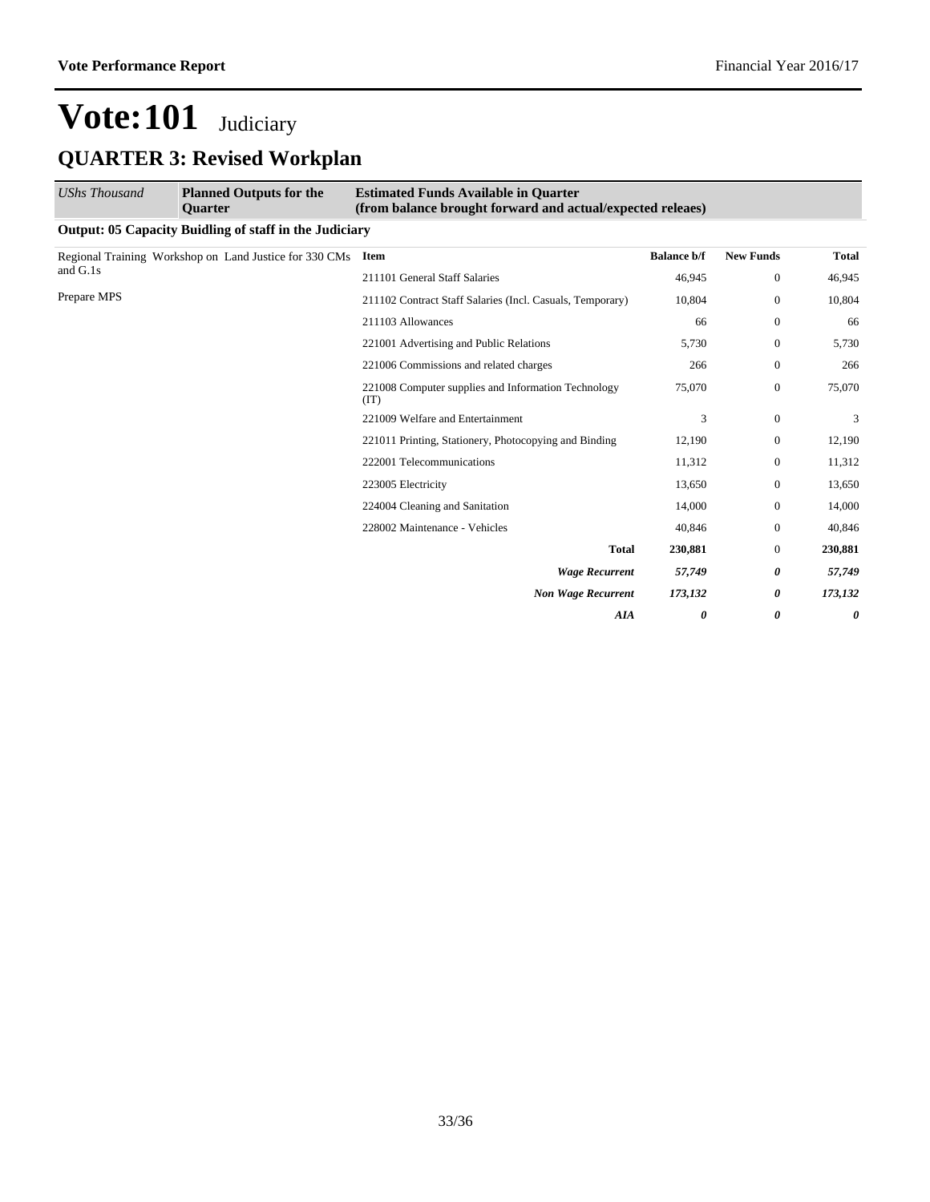# Vote:101 Judiciary

## QUARTER 3: Revised Workplan

| *UShs Thousand* | **Planned Outputs for the Quarter** | **Estimated Funds Available in Quarter (from balance brought forward and actual/expected releaes)** | | | |
|---|---|---|---|---|---|
| **Output: 05 Capacity Buidling of staff in the Judiciary** | | | | | |
| Regional Training Workshop on Land Justice for 330 CMs and G.1s | | **Item** | **Balance b/f** | **New Funds** | **Total** |
| Prepare MPS | | 211101 General Staff Salaries | 46,945 | 0 | 46,945 |
| | | 211102 Contract Staff Salaries (Incl. Casuals, Temporary) | 10,804 | 0 | 10,804 |
| | | 211103 Allowances | 66 | 0 | 66 |
| | | 221001 Advertising and Public Relations | 5,730 | 0 | 5,730 |
| | | 221006 Commissions and related charges | 266 | 0 | 266 |
| | | 221008 Computer supplies and Information Technology (IT) | 75,070 | 0 | 75,070 |
| | | 221009 Welfare and Entertainment | 3 | 0 | 3 |
| | | 221011 Printing, Stationery, Photocopying and Binding | 12,190 | 0 | 12,190 |
| | | 222001 Telecommunications | 11,312 | 0 | 11,312 |
| | | 223005 Electricity | 13,650 | 0 | 13,650 |
| | | 224004 Cleaning and Sanitation | 14,000 | 0 | 14,000 |
| | | 228002 Maintenance - Vehicles | 40,846 | 0 | 40,846 |
| | | **Total** | **230,881** | 0 | **230,881** |
| | | ***Wage Recurrent*** | ***57,749*** | ***0*** | ***57,749*** |
| | | ***Non Wage Recurrent*** | ***173,132*** | ***0*** | ***173,132*** |
| | | ***AIA*** | ***0*** | ***0*** | ***0*** |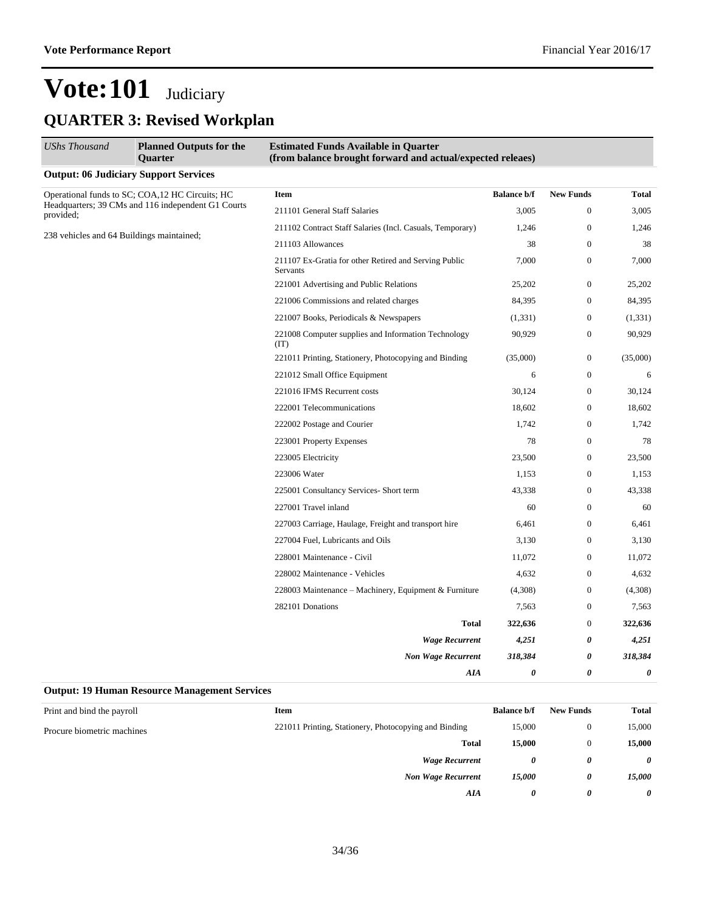# Vote:101 Judiciary

## QUARTER 3: Revised Workplan

| *UShs Thousand* | **Planned Outputs for the Quarter** | **Estimated Funds Available in Quarter (from balance brought forward and actual/expected releaes)** | | | |
|---|---|---|---|---|---|

### Output: 06 Judiciary Support Services

| Planned Outputs for the Quarter | Item | Balance b/f | New Funds | Total |
|---|---|---|---|---|
| Operational funds to SC; COA,12 HC Circuits; HC Headquarters; 39 CMs and 116 independent G1 Courts provided; | 211101 General Staff Salaries | 3,005 | 0 | 3,005 |
| 238 vehicles and 64 Buildings maintained; | 211102 Contract Staff Salaries (Incl. Casuals, Temporary) | 1,246 | 0 | 1,246 |
| | 211103 Allowances | 38 | 0 | 38 |
| | 211107 Ex-Gratia for other Retired and Serving Public Servants | 7,000 | 0 | 7,000 |
| | 221001 Advertising and Public Relations | 25,202 | 0 | 25,202 |
| | 221006 Commissions and related charges | 84,395 | 0 | 84,395 |
| | 221007 Books, Periodicals & Newspapers | (1,331) | 0 | (1,331) |
| | 221008 Computer supplies and Information Technology (IT) | 90,929 | 0 | 90,929 |
| | 221011 Printing, Stationery, Photocopying and Binding | (35,000) | 0 | (35,000) |
| | 221012 Small Office Equipment | 6 | 0 | 6 |
| | 221016 IFMS Recurrent costs | 30,124 | 0 | 30,124 |
| | 222001 Telecommunications | 18,602 | 0 | 18,602 |
| | 222002 Postage and Courier | 1,742 | 0 | 1,742 |
| | 223001 Property Expenses | 78 | 0 | 78 |
| | 223005 Electricity | 23,500 | 0 | 23,500 |
| | 223006 Water | 1,153 | 0 | 1,153 |
| | 225001 Consultancy Services- Short term | 43,338 | 0 | 43,338 |
| | 227001 Travel inland | 60 | 0 | 60 |
| | 227003 Carriage, Haulage, Freight and transport hire | 6,461 | 0 | 6,461 |
| | 227004 Fuel, Lubricants and Oils | 3,130 | 0 | 3,130 |
| | 228001 Maintenance - Civil | 11,072 | 0 | 11,072 |
| | 228002 Maintenance - Vehicles | 4,632 | 0 | 4,632 |
| | 228003 Maintenance – Machinery, Equipment & Furniture | (4,308) | 0 | (4,308) |
| | 282101 Donations | 7,563 | 0 | 7,563 |
| | **Total** | **322,636** | 0 | **322,636** |
| | ***Wage Recurrent*** | ***4,251*** | ***0*** | ***4,251*** |
| | ***Non Wage Recurrent*** | ***318,384*** | ***0*** | ***318,384*** |
| | ***AIA*** | ***0*** | ***0*** | ***0*** |

### Output: 19 Human Resource Management Services

| Planned Outputs for the Quarter | Item | Balance b/f | New Funds | Total |
|---|---|---|---|---|
| Print and bind the payroll | 221011 Printing, Stationery, Photocopying and Binding | 15,000 | 0 | 15,000 |
| Procure biometric machines | **Total** | **15,000** | 0 | **15,000** |
| | ***Wage Recurrent*** | ***0*** | ***0*** | ***0*** |
| | ***Non Wage Recurrent*** | ***15,000*** | ***0*** | ***15,000*** |
| | ***AIA*** | ***0*** | ***0*** | ***0*** |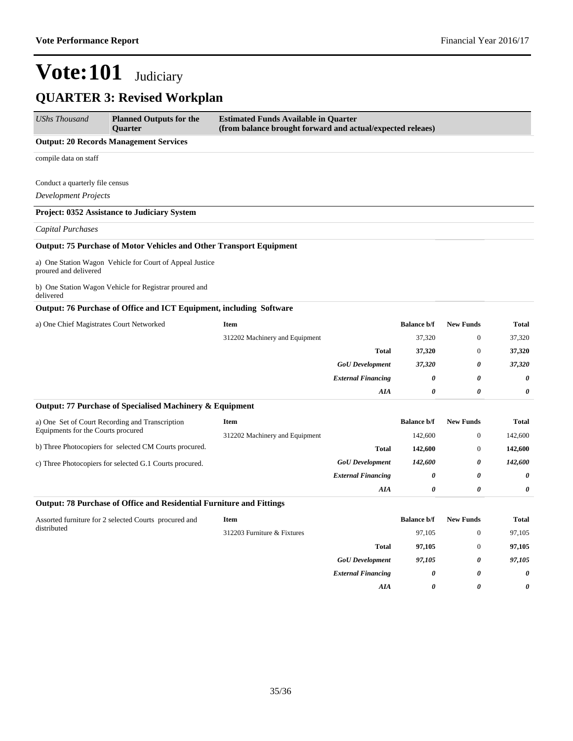# Vote:101 Judiciary

## QUARTER 3: Revised Workplan

| *UShs Thousand* | **Planned Outputs for the Quarter** | **Estimated Funds Available in Quarter (from balance brought forward and actual/expected releaes)** |
|---|---|---|

**Output: 20 Records Management Services**

compile data on staff

Conduct a quarterly file census

*Development Projects*

**Project: 0352 Assistance to Judiciary System**

*Capital Purchases*

**Output: 75 Purchase of Motor Vehicles and Other Transport Equipment**

a) One Station Wagon Vehicle for Court of Appeal Justice proured and delivered

b) One Station Wagon Vehicle for Registrar proured and delivered

**Output: 76 Purchase of Office and ICT Equipment, including Software**

a) One Chief Magistrates Court Networked

| Item | Balance b/f | New Funds | Total |
|---|---|---|---|
| 312202 Machinery and Equipment | 37,320 | 0 | 37,320 |
| **Total** | **37,320** | 0 | **37,320** |
| ***GoU Development*** | ***37,320*** | ***0*** | ***37,320*** |
| ***External Financing*** | ***0*** | ***0*** | ***0*** |
| ***AIA*** | ***0*** | ***0*** | ***0*** |

**Output: 77 Purchase of Specialised Machinery & Equipment**

a) One Set of Court Recording and Transcription Equipments for the Courts procured

b) Three Photocopiers for selected CM Courts procured.

c) Three Photocopiers for selected G.1 Courts procured.

| Item | Balance b/f | New Funds | Total |
|---|---|---|---|
| 312202 Machinery and Equipment | 142,600 | 0 | 142,600 |
| **Total** | **142,600** | 0 | **142,600** |
| ***GoU Development*** | ***142,600*** | ***0*** | ***142,600*** |
| ***External Financing*** | ***0*** | ***0*** | ***0*** |
| ***AIA*** | ***0*** | ***0*** | ***0*** |

**Output: 78 Purchase of Office and Residential Furniture and Fittings**

Assorted furniture for 2 selected Courts procured and distributed

| Item | Balance b/f | New Funds | Total |
|---|---|---|---|
| 312203 Furniture & Fixtures | 97,105 | 0 | 97,105 |
| **Total** | **97,105** | 0 | **97,105** |
| ***GoU Development*** | ***97,105*** | ***0*** | ***97,105*** |
| ***External Financing*** | ***0*** | ***0*** | ***0*** |
| ***AIA*** | ***0*** | ***0*** | ***0*** |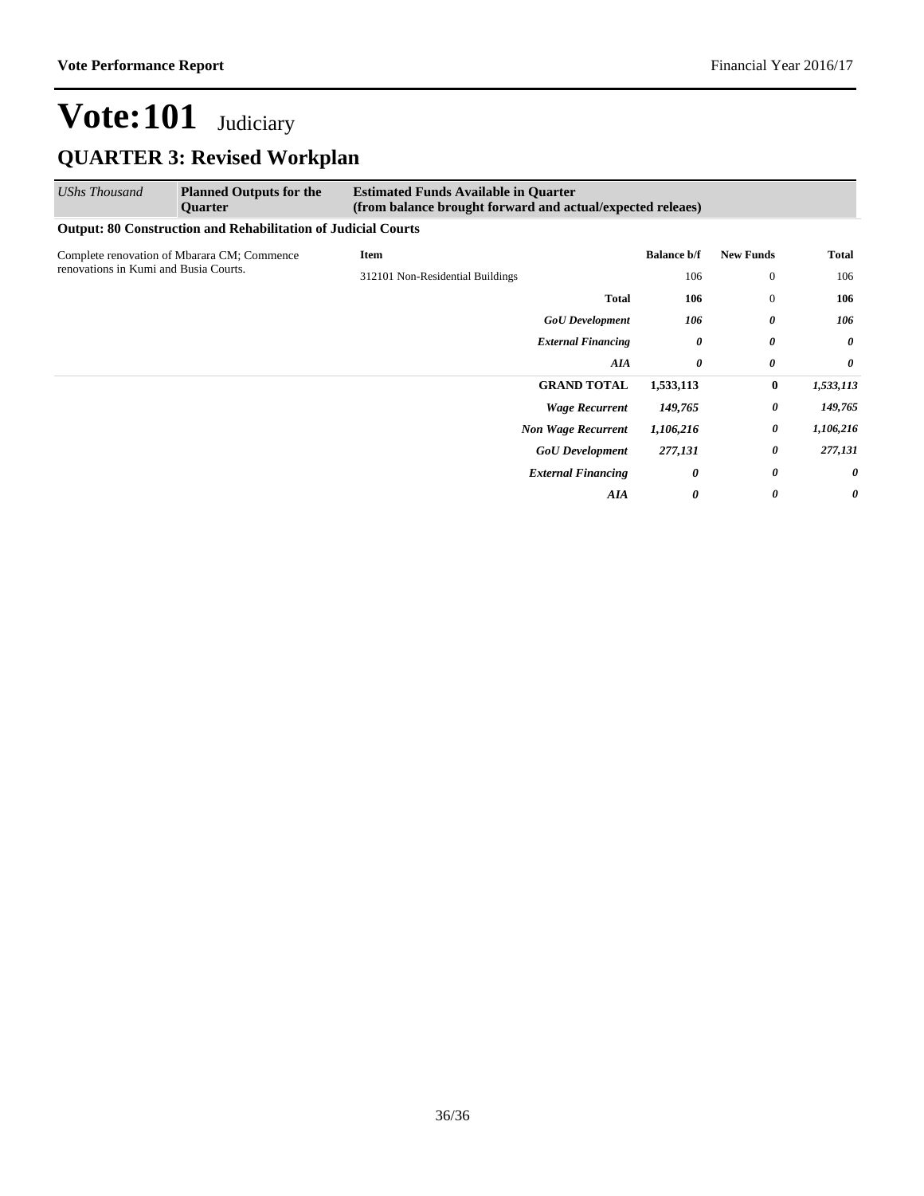# Vote:101 Judiciary

## QUARTER 3: Revised Workplan

| *UShs Thousand* | **Planned Outputs for the Quarter** | **Estimated Funds Available in Quarter (from balance brought forward and actual/expected releaes)** | | | |
|---|---|---|---|---|---|
| **Output: 80 Construction and Rehabilitation of Judicial Courts** | | | | | |
| Complete renovation of Mbarara CM; Commence renovations in Kumi and Busia Courts. | | **Item** | **Balance b/f** | **New Funds** | **Total** |
| | | 312101 Non-Residential Buildings | 106 | 0 | 106 |
| | | **Total** | **106** | 0 | **106** |
| | | ***GoU Development*** | ***106*** | ***0*** | ***106*** |
| | | ***External Financing*** | ***0*** | ***0*** | ***0*** |
| | | ***AIA*** | ***0*** | ***0*** | ***0*** |
| | | **GRAND TOTAL** | **1,533,113** | **0** | ***1,533,113*** |
| | | ***Wage Recurrent*** | ***149,765*** | ***0*** | ***149,765*** |
| | | ***Non Wage Recurrent*** | ***1,106,216*** | ***0*** | ***1,106,216*** |
| | | ***GoU Development*** | ***277,131*** | ***0*** | ***277,131*** |
| | | ***External Financing*** | ***0*** | ***0*** | ***0*** |
| | | ***AIA*** | ***0*** | ***0*** | ***0*** |